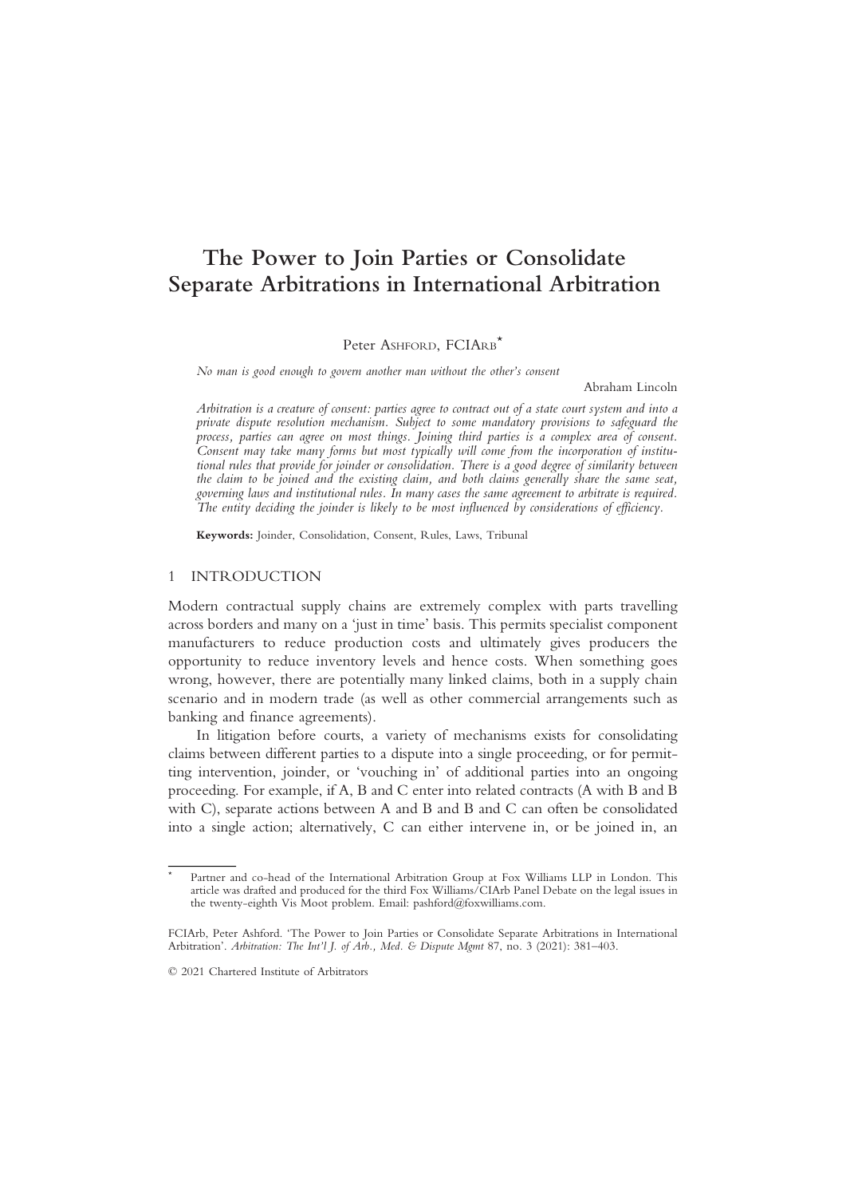# The Power to Join Parties or Consolidate Separate Arbitrations in International Arbitration

Peter ASHFORD, FCIARB[*]

*No man is good enough to govern another man without the other's consent*

Abraham Lincoln

*Arbitration is a creature of consent: parties agree to contract out of a state court system and into a private dispute resolution mechanism. Subject to some mandatory provisions to safeguard the process, parties can agree on most things. Joining third parties is a complex area of consent. Consent may take many forms but most typically will come from the incorporation of institutional rules that provide for joinder or consolidation. There is a good degree of similarity between the claim to be joined and the existing claim, and both claims generally share the same seat, governing laws and institutional rules. In many cases the same agreement to arbitrate is required. The entity deciding the joinder is likely to be most influenced by considerations of efficiency.*

**Keywords:** Joinder, Consolidation, Consent, Rules, Laws, Tribunal

## 1 INTRODUCTION

Modern contractual supply chains are extremely complex with parts travelling across borders and many on a 'just in time' basis. This permits specialist component manufacturers to reduce production costs and ultimately gives producers the opportunity to reduce inventory levels and hence costs. When something goes wrong, however, there are potentially many linked claims, both in a supply chain scenario and in modern trade (as well as other commercial arrangements such as banking and finance agreements).

In litigation before courts, a variety of mechanisms exists for consolidating claims between different parties to a dispute into a single proceeding, or for permitting intervention, joinder, or 'vouching in' of additional parties into an ongoing proceeding. For example, if A, B and C enter into related contracts (A with B and B with C), separate actions between A and B and B and C can often be consolidated into a single action; alternatively, C can either intervene in, or be joined in, an

[*] Partner and co-head of the International Arbitration Group at Fox Williams LLP in London. This article was drafted and produced for the third Fox Williams/CIArb Panel Debate on the legal issues in the twenty-eighth Vis Moot problem. Email: pashford@foxwilliams.com.

FCIArb, Peter Ashford. 'The Power to Join Parties or Consolidate Separate Arbitrations in International Arbitration'. *Arbitration: The Int'l J. of Arb., Med. & Dispute Mgmt* 87, no. 3 (2021): 381–403.

© 2021 Chartered Institute of Arbitrators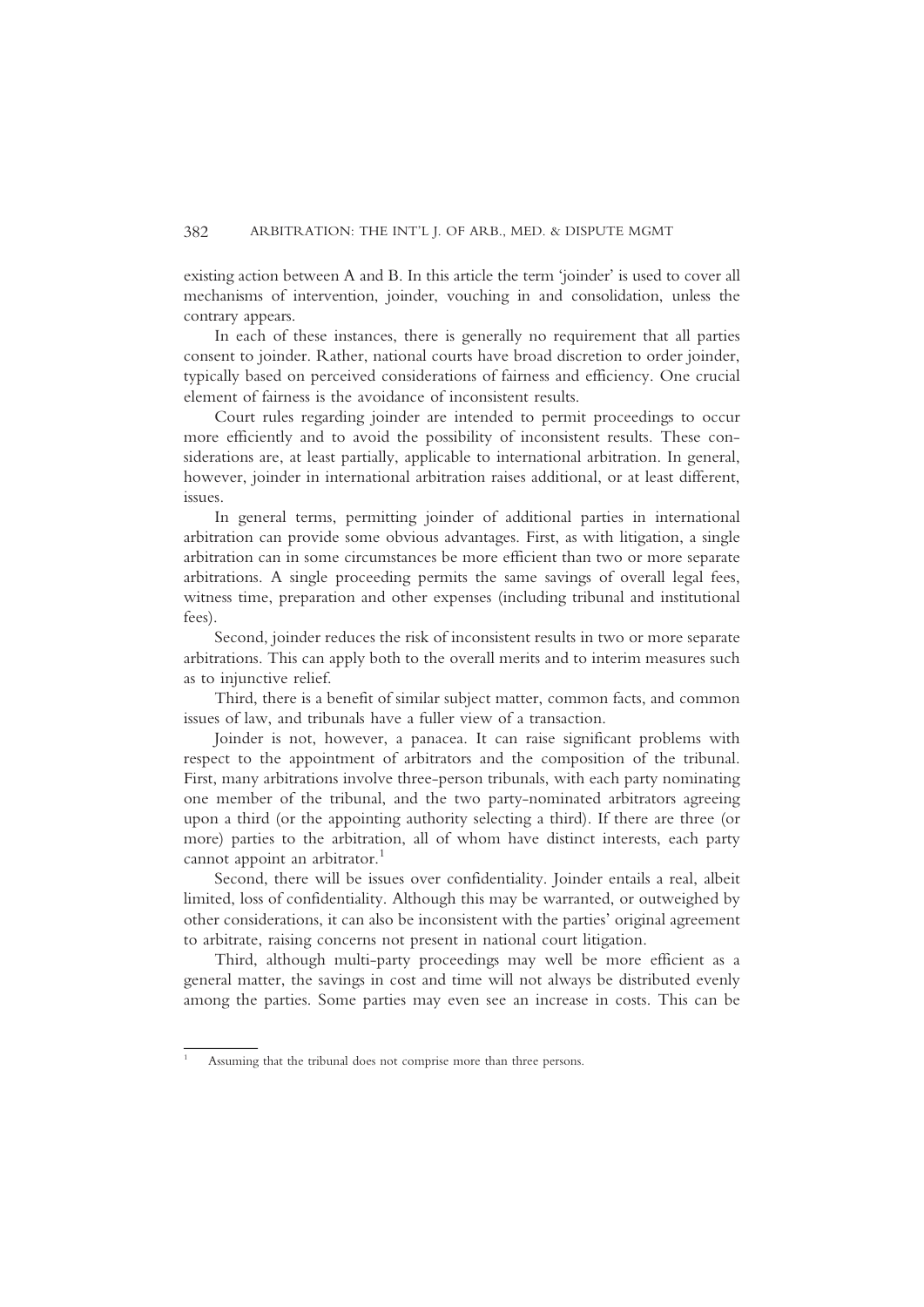existing action between A and B. In this article the term 'joinder' is used to cover all mechanisms of intervention, joinder, vouching in and consolidation, unless the contrary appears.

In each of these instances, there is generally no requirement that all parties consent to joinder. Rather, national courts have broad discretion to order joinder, typically based on perceived considerations of fairness and efficiency. One crucial element of fairness is the avoidance of inconsistent results.

Court rules regarding joinder are intended to permit proceedings to occur more efficiently and to avoid the possibility of inconsistent results. These considerations are, at least partially, applicable to international arbitration. In general, however, joinder in international arbitration raises additional, or at least different, issues.

In general terms, permitting joinder of additional parties in international arbitration can provide some obvious advantages. First, as with litigation, a single arbitration can in some circumstances be more efficient than two or more separate arbitrations. A single proceeding permits the same savings of overall legal fees, witness time, preparation and other expenses (including tribunal and institutional fees).

Second, joinder reduces the risk of inconsistent results in two or more separate arbitrations. This can apply both to the overall merits and to interim measures such as to injunctive relief.

Third, there is a benefit of similar subject matter, common facts, and common issues of law, and tribunals have a fuller view of a transaction.

Joinder is not, however, a panacea. It can raise significant problems with respect to the appointment of arbitrators and the composition of the tribunal. First, many arbitrations involve three-person tribunals, with each party nominating one member of the tribunal, and the two party-nominated arbitrators agreeing upon a third (or the appointing authority selecting a third). If there are three (or more) parties to the arbitration, all of whom have distinct interests, each party cannot appoint an arbitrator.[1]

Second, there will be issues over confidentiality. Joinder entails a real, albeit limited, loss of confidentiality. Although this may be warranted, or outweighed by other considerations, it can also be inconsistent with the parties' original agreement to arbitrate, raising concerns not present in national court litigation.

Third, although multi-party proceedings may well be more efficient as a general matter, the savings in cost and time will not always be distributed evenly among the parties. Some parties may even see an increase in costs. This can be

[1] Assuming that the tribunal does not comprise more than three persons.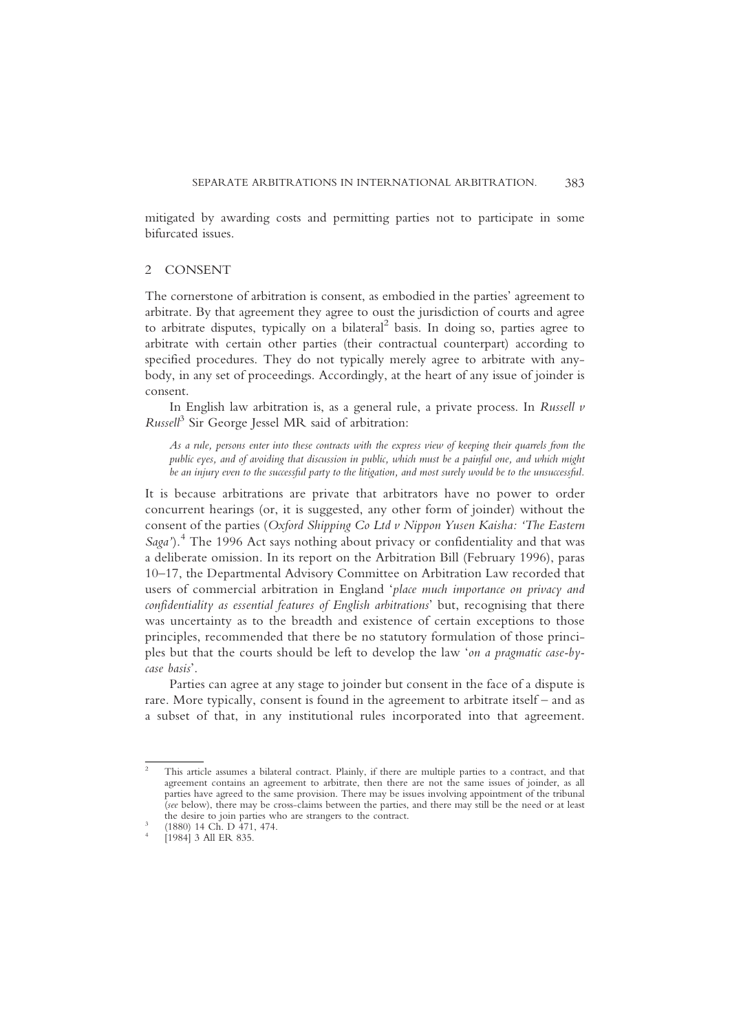mitigated by awarding costs and permitting parties not to participate in some bifurcated issues.

## 2 CONSENT

The cornerstone of arbitration is consent, as embodied in the parties' agreement to arbitrate. By that agreement they agree to oust the jurisdiction of courts and agree to arbitrate disputes, typically on a bilateral[2] basis. In doing so, parties agree to arbitrate with certain other parties (their contractual counterpart) according to specified procedures. They do not typically merely agree to arbitrate with anybody, in any set of proceedings. Accordingly, at the heart of any issue of joinder is consent.

In English law arbitration is, as a general rule, a private process. In *Russell v Russell*[3] Sir George Jessel MR said of arbitration:

> *As a rule, persons enter into these contracts with the express view of keeping their quarrels from the public eyes, and of avoiding that discussion in public, which must be a painful one, and which might be an injury even to the successful party to the litigation, and most surely would be to the unsuccessful.*

It is because arbitrations are private that arbitrators have no power to order concurrent hearings (or, it is suggested, any other form of joinder) without the consent of the parties (*Oxford Shipping Co Ltd v Nippon Yusen Kaisha: 'The Eastern Saga'*).[4] The 1996 Act says nothing about privacy or confidentiality and that was a deliberate omission. In its report on the Arbitration Bill (February 1996), paras 10–17, the Departmental Advisory Committee on Arbitration Law recorded that users of commercial arbitration in England '*place much importance on privacy and confidentiality as essential features of English arbitrations*' but, recognising that there was uncertainty as to the breadth and existence of certain exceptions to those principles, recommended that there be no statutory formulation of those principles but that the courts should be left to develop the law '*on a pragmatic case-by-case basis*'.

Parties can agree at any stage to joinder but consent in the face of a dispute is rare. More typically, consent is found in the agreement to arbitrate itself – and as a subset of that, in any institutional rules incorporated into that agreement.

---

[2] This article assumes a bilateral contract. Plainly, if there are multiple parties to a contract, and that agreement contains an agreement to arbitrate, then there are not the same issues of joinder, as all parties have agreed to the same provision. There may be issues involving appointment of the tribunal (*see* below), there may be cross-claims between the parties, and there may still be the need or at least the desire to join parties who are strangers to the contract.

[3] (1880) 14 Ch. D 471, 474.

[4] [1984] 3 All ER 835.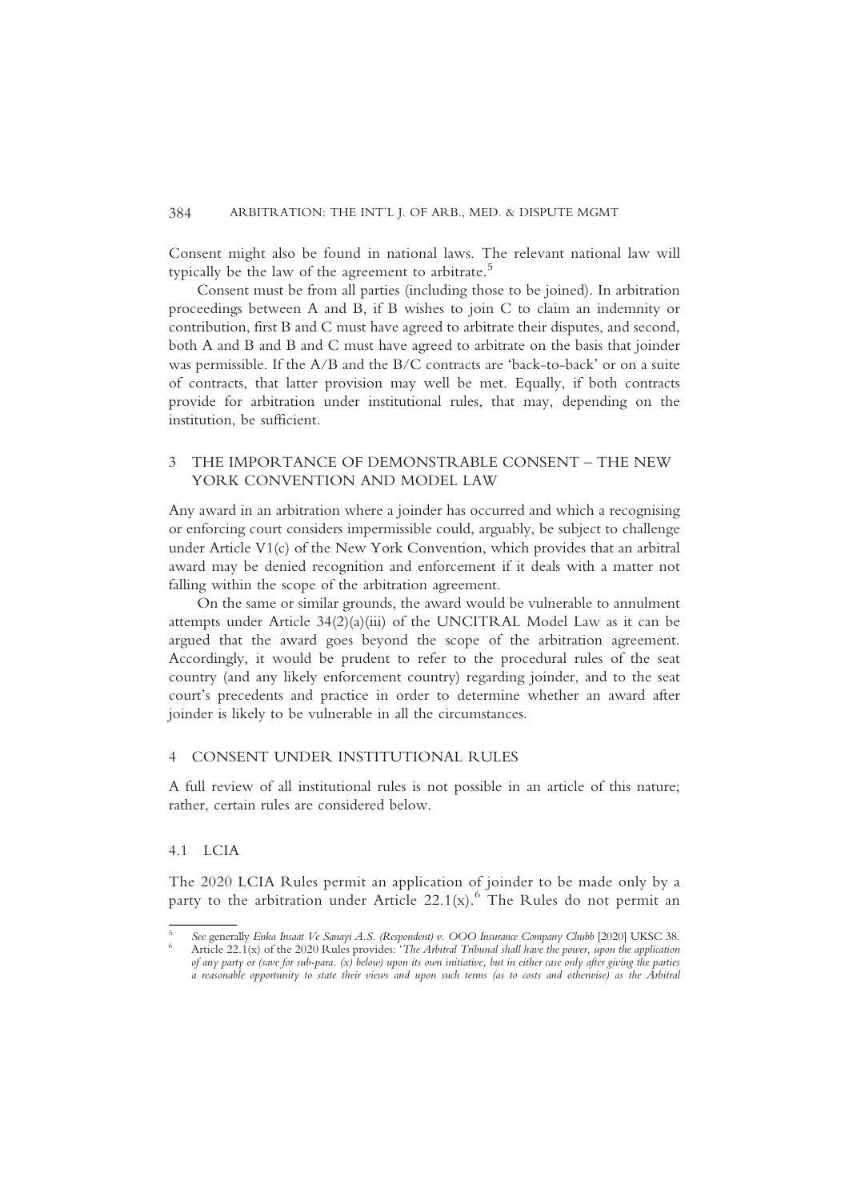Consent might also be found in national laws. The relevant national law will typically be the law of the agreement to arbitrate.[5]

Consent must be from all parties (including those to be joined). In arbitration proceedings between A and B, if B wishes to join C to claim an indemnity or contribution, first B and C must have agreed to arbitrate their disputes, and second, both A and B and B and C must have agreed to arbitrate on the basis that joinder was permissible. If the A/B and the B/C contracts are 'back-to-back' or on a suite of contracts, that latter provision may well be met. Equally, if both contracts provide for arbitration under institutional rules, that may, depending on the institution, be sufficient.

## 3 THE IMPORTANCE OF DEMONSTRABLE CONSENT – THE NEW YORK CONVENTION AND MODEL LAW

Any award in an arbitration where a joinder has occurred and which a recognising or enforcing court considers impermissible could, arguably, be subject to challenge under Article V1(c) of the New York Convention, which provides that an arbitral award may be denied recognition and enforcement if it deals with a matter not falling within the scope of the arbitration agreement.

On the same or similar grounds, the award would be vulnerable to annulment attempts under Article 34(2)(a)(iii) of the UNCITRAL Model Law as it can be argued that the award goes beyond the scope of the arbitration agreement. Accordingly, it would be prudent to refer to the procedural rules of the seat country (and any likely enforcement country) regarding joinder, and to the seat court's precedents and practice in order to determine whether an award after joinder is likely to be vulnerable in all the circumstances.

## 4 CONSENT UNDER INSTITUTIONAL RULES

A full review of all institutional rules is not possible in an article of this nature; rather, certain rules are considered below.

### 4.1 LCIA

The 2020 LCIA Rules permit an application of joinder to be made only by a party to the arbitration under Article 22.1(x).[6] The Rules do not permit an

---

[5] *See* generally *Enka Insaat Ve Sanayi A.S. (Respondent) v. OOO Insurance Company Chubb* [2020] UKSC 38.

[6] Article 22.1(x) of the 2020 Rules provides: '*The Arbitral Tribunal shall have the power, upon the application of any party or (save for sub-para. (x) below) upon its own initiative, but in either case only after giving the parties a reasonable opportunity to state their views and upon such terms (as to costs and otherwise) as the Arbitral*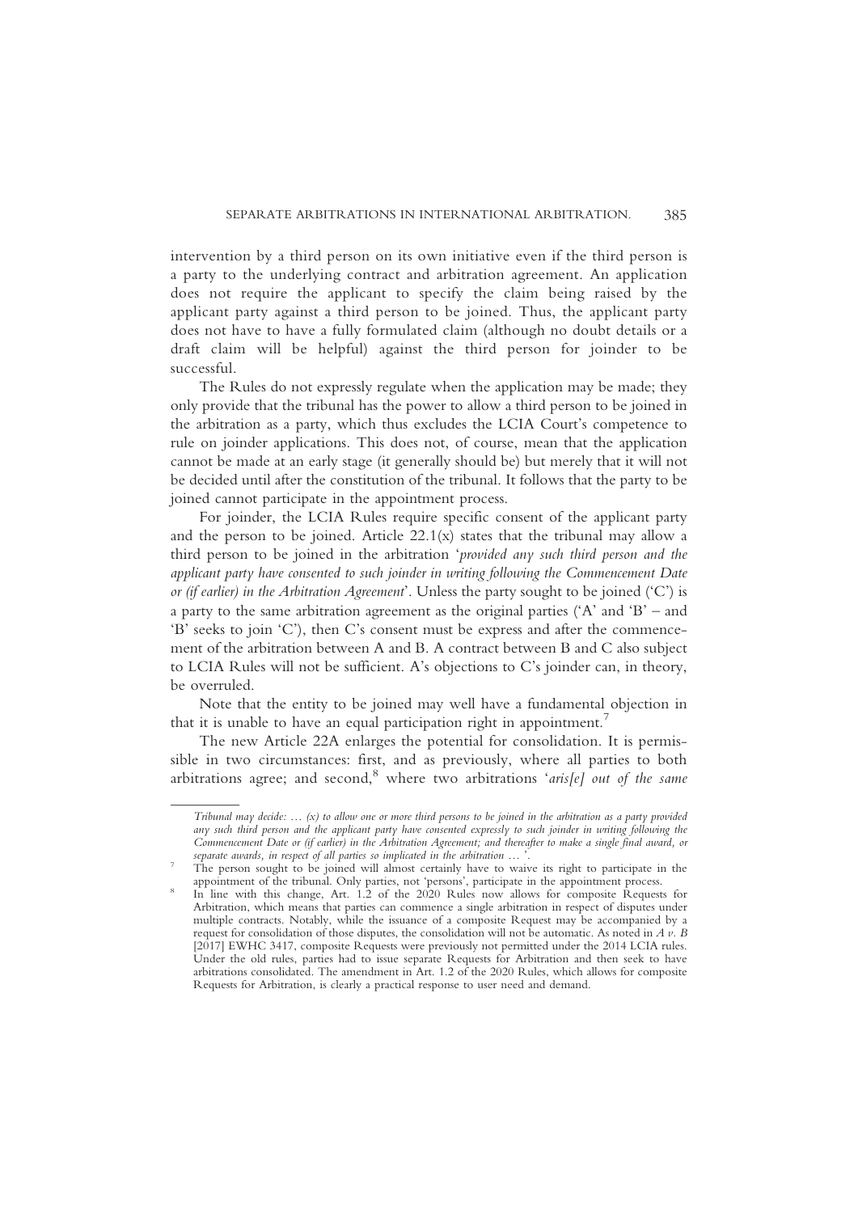intervention by a third person on its own initiative even if the third person is a party to the underlying contract and arbitration agreement. An application does not require the applicant to specify the claim being raised by the applicant party against a third person to be joined. Thus, the applicant party does not have to have a fully formulated claim (although no doubt details or a draft claim will be helpful) against the third person for joinder to be successful.

The Rules do not expressly regulate when the application may be made; they only provide that the tribunal has the power to allow a third person to be joined in the arbitration as a party, which thus excludes the LCIA Court's competence to rule on joinder applications. This does not, of course, mean that the application cannot be made at an early stage (it generally should be) but merely that it will not be decided until after the constitution of the tribunal. It follows that the party to be joined cannot participate in the appointment process.

For joinder, the LCIA Rules require specific consent of the applicant party and the person to be joined. Article 22.1(x) states that the tribunal may allow a third person to be joined in the arbitration '*provided any such third person and the applicant party have consented to such joinder in writing following the Commencement Date or (if earlier) in the Arbitration Agreement*'. Unless the party sought to be joined ('C') is a party to the same arbitration agreement as the original parties ('A' and 'B' – and 'B' seeks to join 'C'), then C's consent must be express and after the commencement of the arbitration between A and B. A contract between B and C also subject to LCIA Rules will not be sufficient. A's objections to C's joinder can, in theory, be overruled.

Note that the entity to be joined may well have a fundamental objection in that it is unable to have an equal participation right in appointment.[7]

The new Article 22A enlarges the potential for consolidation. It is permissible in two circumstances: first, and as previously, where all parties to both arbitrations agree; and second,[8] where two arbitrations '*aris[e] out of the same*

---

*Tribunal may decide: … (x) to allow one or more third persons to be joined in the arbitration as a party provided any such third person and the applicant party have consented expressly to such joinder in writing following the Commencement Date or (if earlier) in the Arbitration Agreement; and thereafter to make a single final award, or separate awards, in respect of all parties so implicated in the arbitration …* '.

[7] The person sought to be joined will almost certainly have to waive its right to participate in the appointment of the tribunal. Only parties, not 'persons', participate in the appointment process.

[8] In line with this change, Art. 1.2 of the 2020 Rules now allows for composite Requests for Arbitration, which means that parties can commence a single arbitration in respect of disputes under multiple contracts. Notably, while the issuance of a composite Request may be accompanied by a request for consolidation of those disputes, the consolidation will not be automatic. As noted in *A v. B* [2017] EWHC 3417, composite Requests were previously not permitted under the 2014 LCIA rules. Under the old rules, parties had to issue separate Requests for Arbitration and then seek to have arbitrations consolidated. The amendment in Art. 1.2 of the 2020 Rules, which allows for composite Requests for Arbitration, is clearly a practical response to user need and demand.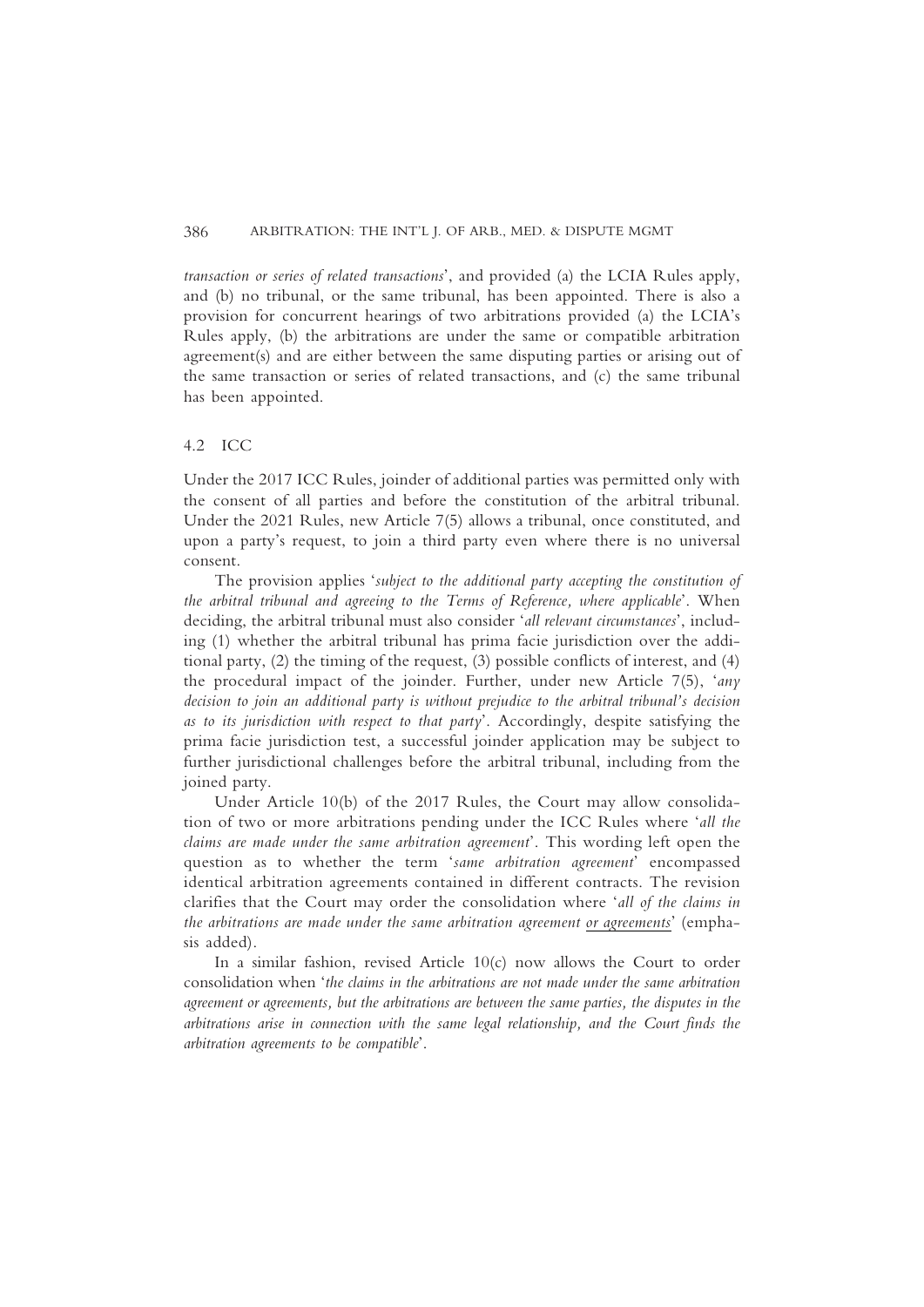*transaction or series of related transactions*', and provided (a) the LCIA Rules apply, and (b) no tribunal, or the same tribunal, has been appointed. There is also a provision for concurrent hearings of two arbitrations provided (a) the LCIA's Rules apply, (b) the arbitrations are under the same or compatible arbitration agreement(s) and are either between the same disputing parties or arising out of the same transaction or series of related transactions, and (c) the same tribunal has been appointed.

### 4.2 ICC

Under the 2017 ICC Rules, joinder of additional parties was permitted only with the consent of all parties and before the constitution of the arbitral tribunal. Under the 2021 Rules, new Article 7(5) allows a tribunal, once constituted, and upon a party's request, to join a third party even where there is no universal consent.

The provision applies '*subject to the additional party accepting the constitution of the arbitral tribunal and agreeing to the Terms of Reference, where applicable*'. When deciding, the arbitral tribunal must also consider '*all relevant circumstances*', including (1) whether the arbitral tribunal has prima facie jurisdiction over the additional party, (2) the timing of the request, (3) possible conflicts of interest, and (4) the procedural impact of the joinder. Further, under new Article 7(5), '*any decision to join an additional party is without prejudice to the arbitral tribunal's decision as to its jurisdiction with respect to that party*'. Accordingly, despite satisfying the prima facie jurisdiction test, a successful joinder application may be subject to further jurisdictional challenges before the arbitral tribunal, including from the joined party.

Under Article 10(b) of the 2017 Rules, the Court may allow consolidation of two or more arbitrations pending under the ICC Rules where '*all the claims are made under the same arbitration agreement*'. This wording left open the question as to whether the term '*same arbitration agreement*' encompassed identical arbitration agreements contained in different contracts. The revision clarifies that the Court may order the consolidation where '*all of the claims in the arbitrations are made under the same arbitration agreement <u>or agreements</u>*' (emphasis added).

In a similar fashion, revised Article 10(c) now allows the Court to order consolidation when '*the claims in the arbitrations are not made under the same arbitration agreement or agreements, but the arbitrations are between the same parties, the disputes in the arbitrations arise in connection with the same legal relationship, and the Court finds the arbitration agreements to be compatible*'.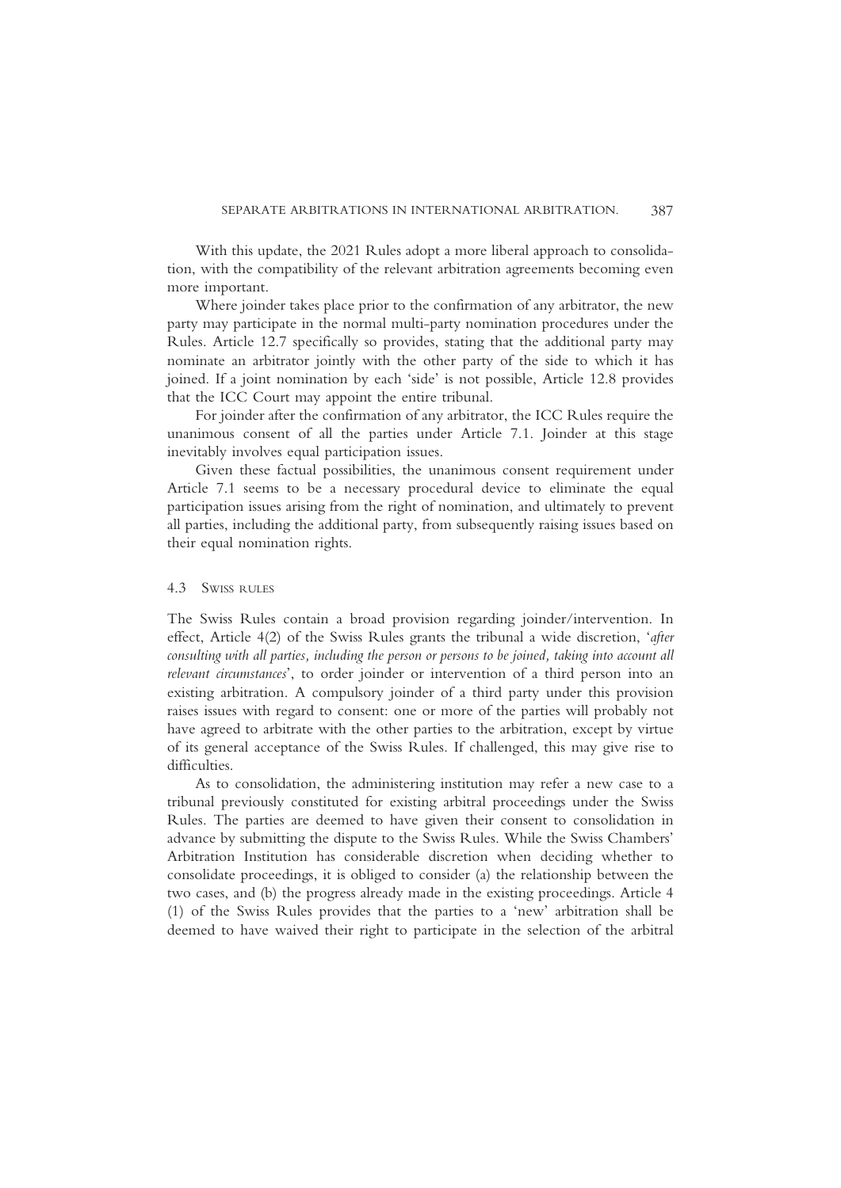With this update, the 2021 Rules adopt a more liberal approach to consolidation, with the compatibility of the relevant arbitration agreements becoming even more important.

Where joinder takes place prior to the confirmation of any arbitrator, the new party may participate in the normal multi-party nomination procedures under the Rules. Article 12.7 specifically so provides, stating that the additional party may nominate an arbitrator jointly with the other party of the side to which it has joined. If a joint nomination by each 'side' is not possible, Article 12.8 provides that the ICC Court may appoint the entire tribunal.

For joinder after the confirmation of any arbitrator, the ICC Rules require the unanimous consent of all the parties under Article 7.1. Joinder at this stage inevitably involves equal participation issues.

Given these factual possibilities, the unanimous consent requirement under Article 7.1 seems to be a necessary procedural device to eliminate the equal participation issues arising from the right of nomination, and ultimately to prevent all parties, including the additional party, from subsequently raising issues based on their equal nomination rights.

### 4.3 Swiss Rules

The Swiss Rules contain a broad provision regarding joinder/intervention. In effect, Article 4(2) of the Swiss Rules grants the tribunal a wide discretion, '*after consulting with all parties, including the person or persons to be joined, taking into account all relevant circumstances*', to order joinder or intervention of a third person into an existing arbitration. A compulsory joinder of a third party under this provision raises issues with regard to consent: one or more of the parties will probably not have agreed to arbitrate with the other parties to the arbitration, except by virtue of its general acceptance of the Swiss Rules. If challenged, this may give rise to difficulties.

As to consolidation, the administering institution may refer a new case to a tribunal previously constituted for existing arbitral proceedings under the Swiss Rules. The parties are deemed to have given their consent to consolidation in advance by submitting the dispute to the Swiss Rules. While the Swiss Chambers' Arbitration Institution has considerable discretion when deciding whether to consolidate proceedings, it is obliged to consider (a) the relationship between the two cases, and (b) the progress already made in the existing proceedings. Article 4 (1) of the Swiss Rules provides that the parties to a 'new' arbitration shall be deemed to have waived their right to participate in the selection of the arbitral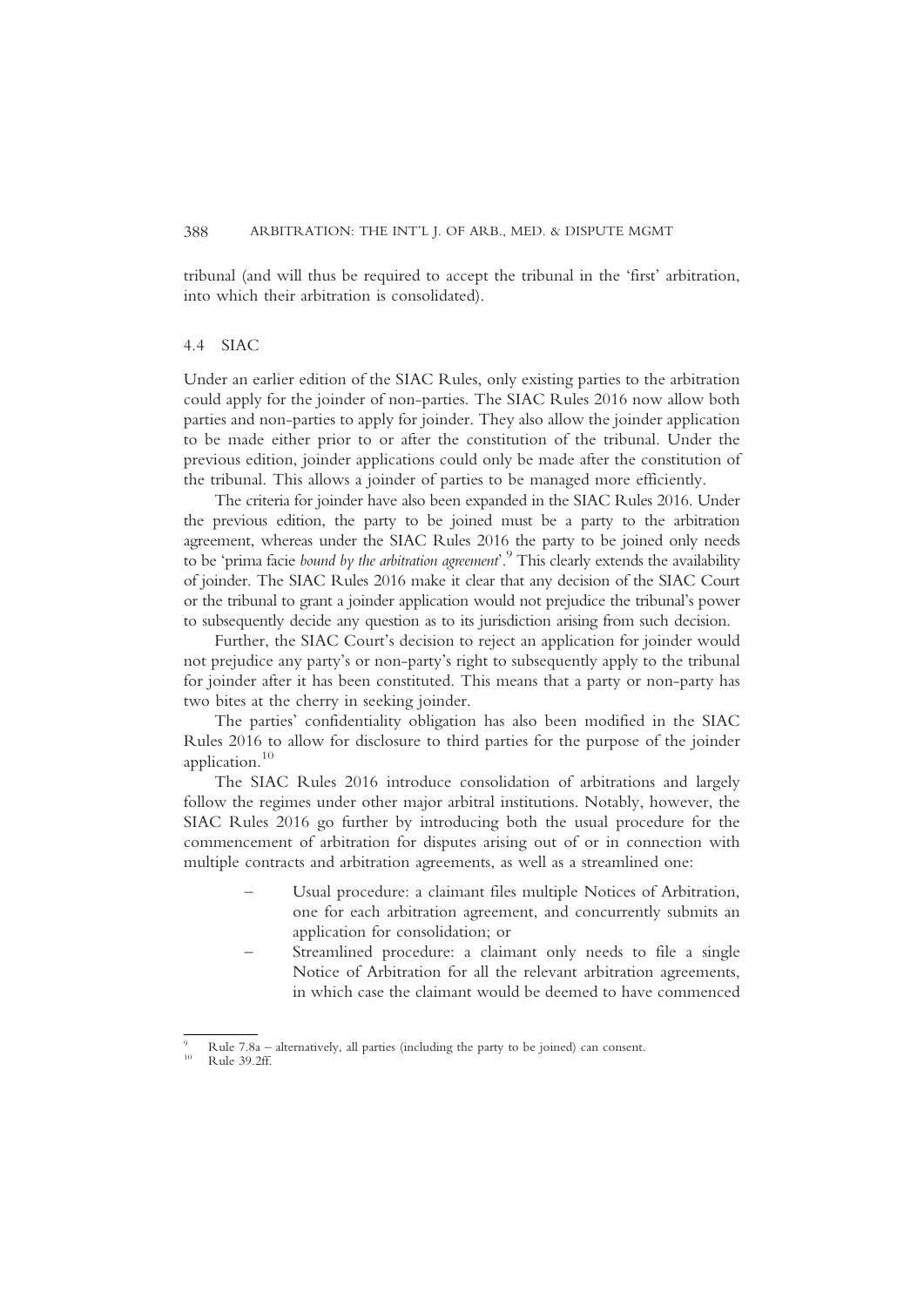tribunal (and will thus be required to accept the tribunal in the 'first' arbitration, into which their arbitration is consolidated).

### 4.4 SIAC

Under an earlier edition of the SIAC Rules, only existing parties to the arbitration could apply for the joinder of non-parties. The SIAC Rules 2016 now allow both parties and non-parties to apply for joinder. They also allow the joinder application to be made either prior to or after the constitution of the tribunal. Under the previous edition, joinder applications could only be made after the constitution of the tribunal. This allows a joinder of parties to be managed more efficiently.

The criteria for joinder have also been expanded in the SIAC Rules 2016. Under the previous edition, the party to be joined must be a party to the arbitration agreement, whereas under the SIAC Rules 2016 the party to be joined only needs to be 'prima facie *bound by the arbitration agreement*'.[9] This clearly extends the availability of joinder. The SIAC Rules 2016 make it clear that any decision of the SIAC Court or the tribunal to grant a joinder application would not prejudice the tribunal's power to subsequently decide any question as to its jurisdiction arising from such decision.

Further, the SIAC Court's decision to reject an application for joinder would not prejudice any party's or non-party's right to subsequently apply to the tribunal for joinder after it has been constituted. This means that a party or non-party has two bites at the cherry in seeking joinder.

The parties' confidentiality obligation has also been modified in the SIAC Rules 2016 to allow for disclosure to third parties for the purpose of the joinder application.[10]

The SIAC Rules 2016 introduce consolidation of arbitrations and largely follow the regimes under other major arbitral institutions. Notably, however, the SIAC Rules 2016 go further by introducing both the usual procedure for the commencement of arbitration for disputes arising out of or in connection with multiple contracts and arbitration agreements, as well as a streamlined one:

- Usual procedure: a claimant files multiple Notices of Arbitration, one for each arbitration agreement, and concurrently submits an application for consolidation; or
- Streamlined procedure: a claimant only needs to file a single Notice of Arbitration for all the relevant arbitration agreements, in which case the claimant would be deemed to have commenced

---

[9] Rule 7.8a – alternatively, all parties (including the party to be joined) can consent.

[10] Rule 39.2ff.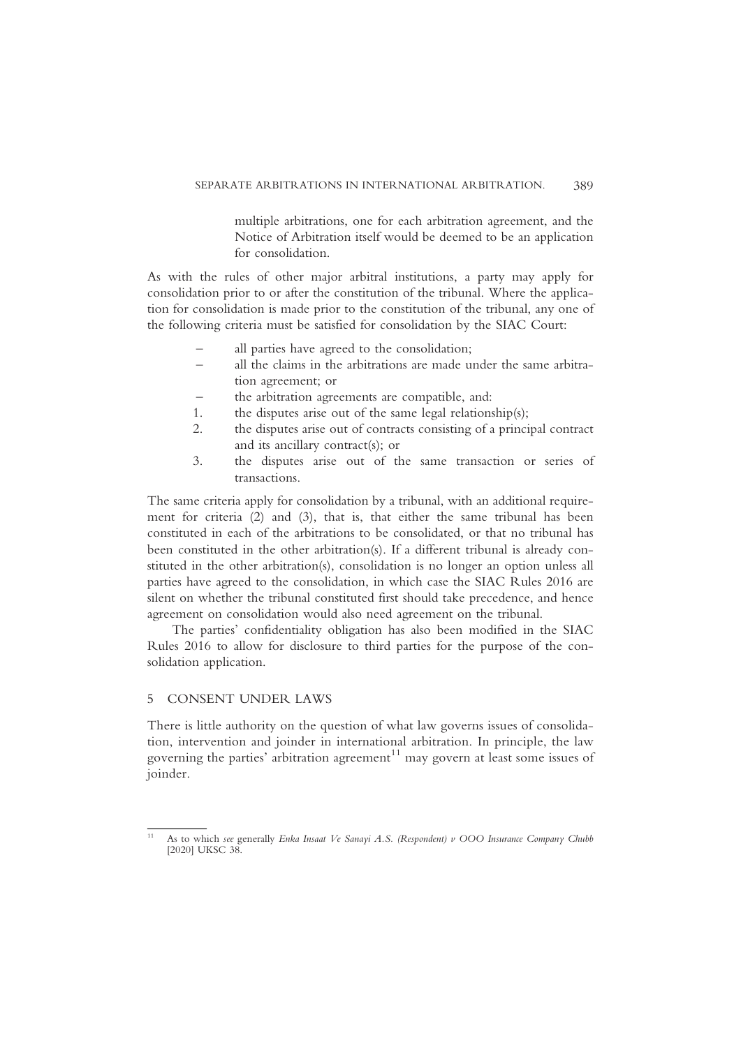multiple arbitrations, one for each arbitration agreement, and the Notice of Arbitration itself would be deemed to be an application for consolidation.

As with the rules of other major arbitral institutions, a party may apply for consolidation prior to or after the constitution of the tribunal. Where the application for consolidation is made prior to the constitution of the tribunal, any one of the following criteria must be satisfied for consolidation by the SIAC Court:

- all parties have agreed to the consolidation;
- all the claims in the arbitrations are made under the same arbitration agreement; or
- the arbitration agreements are compatible, and:

1. the disputes arise out of the same legal relationship(s);
2. the disputes arise out of contracts consisting of a principal contract and its ancillary contract(s); or
3. the disputes arise out of the same transaction or series of transactions.

The same criteria apply for consolidation by a tribunal, with an additional requirement for criteria (2) and (3), that is, that either the same tribunal has been constituted in each of the arbitrations to be consolidated, or that no tribunal has been constituted in the other arbitration(s). If a different tribunal is already constituted in the other arbitration(s), consolidation is no longer an option unless all parties have agreed to the consolidation, in which case the SIAC Rules 2016 are silent on whether the tribunal constituted first should take precedence, and hence agreement on consolidation would also need agreement on the tribunal.

The parties' confidentiality obligation has also been modified in the SIAC Rules 2016 to allow for disclosure to third parties for the purpose of the consolidation application.

## 5 CONSENT UNDER LAWS

There is little authority on the question of what law governs issues of consolidation, intervention and joinder in international arbitration. In principle, the law governing the parties' arbitration agreement[11] may govern at least some issues of joinder.

[11] As to which *see* generally *Enka Insaat Ve Sanayi A.S. (Respondent) v OOO Insurance Company Chubb* [2020] UKSC 38.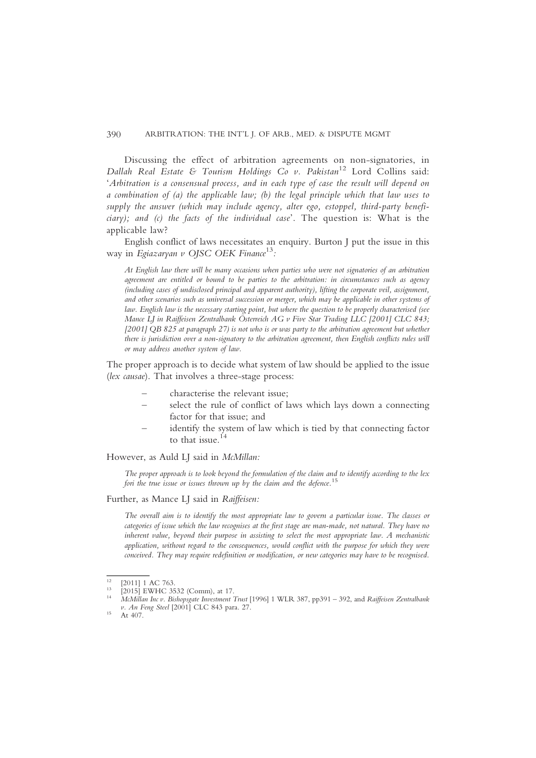Discussing the effect of arbitration agreements on non-signatories, in *Dallah Real Estate & Tourism Holdings Co v. Pakistan*[12] Lord Collins said: '*Arbitration is a consensual process, and in each type of case the result will depend on a combination of (a) the applicable law; (b) the legal principle which that law uses to supply the answer (which may include agency, alter ego, estoppel, third-party beneficiary); and (c) the facts of the individual case*'. The question is: What is the applicable law?

English conflict of laws necessitates an enquiry. Burton J put the issue in this way in *Egiazaryan v OJSC OEK Finance*[13]:

> *At English law there will be many occasions when parties who were not signatories of an arbitration agreement are entitled or bound to be parties to the arbitration: in circumstances such as agency (including cases of undisclosed principal and apparent authority), lifting the corporate veil, assignment, and other scenarios such as universal succession or merger, which may be applicable in other systems of law. English law is the necessary starting point, but where the question to be properly characterised (see Mance LJ in Raiffeisen Zentralbank Österreich AG v Five Star Trading LLC [2001] CLC 843; [2001] QB 825 at paragraph 27) is not who is or was party to the arbitration agreement but whether there is jurisdiction over a non-signatory to the arbitration agreement, then English conflicts rules will or may address another system of law.*

The proper approach is to decide what system of law should be applied to the issue (*lex causae*). That involves a three-stage process:

- characterise the relevant issue;
- select the rule of conflict of laws which lays down a connecting factor for that issue; and
- identify the system of law which is tied by that connecting factor to that issue.[14]

However, as Auld LJ said in *McMillan:*

> *The proper approach is to look beyond the formulation of the claim and to identify according to the lex fori the true issue or issues thrown up by the claim and the defence.*[15]

Further, as Mance LJ said in *Raiffeisen:*

> *The overall aim is to identify the most appropriate law to govern a particular issue. The classes or categories of issue which the law recognises at the first stage are man-made, not natural. They have no inherent value, beyond their purpose in assisting to select the most appropriate law. A mechanistic application, without regard to the consequences, would conflict with the purpose for which they were conceived. They may require redefinition or modification, or new categories may have to be recognised.*

---

[12] [2011] 1 AC 763.

[13] [2015] EWHC 3532 (Comm), at 17.

[14] *McMillan Inc v. Bishopsgate Investment Trust* [1996] 1 WLR 387, pp391 – 392, and *Raiffeisen Zentralbank v. An Feng Steel* [2001] CLC 843 para. 27.

[15] At 407.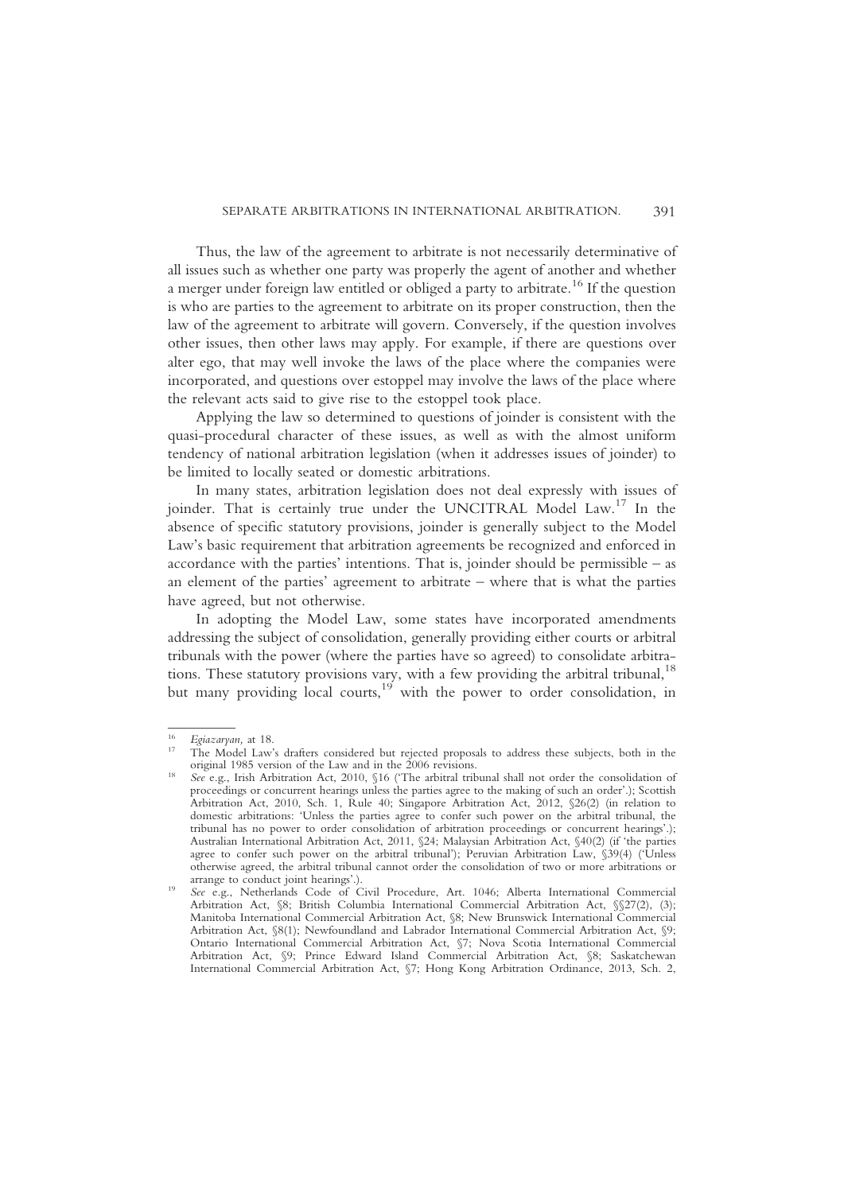Thus, the law of the agreement to arbitrate is not necessarily determinative of all issues such as whether one party was properly the agent of another and whether a merger under foreign law entitled or obliged a party to arbitrate.[16] If the question is who are parties to the agreement to arbitrate on its proper construction, then the law of the agreement to arbitrate will govern. Conversely, if the question involves other issues, then other laws may apply. For example, if there are questions over alter ego, that may well invoke the laws of the place where the companies were incorporated, and questions over estoppel may involve the laws of the place where the relevant acts said to give rise to the estoppel took place.

Applying the law so determined to questions of joinder is consistent with the quasi-procedural character of these issues, as well as with the almost uniform tendency of national arbitration legislation (when it addresses issues of joinder) to be limited to locally seated or domestic arbitrations.

In many states, arbitration legislation does not deal expressly with issues of joinder. That is certainly true under the UNCITRAL Model Law.[17] In the absence of specific statutory provisions, joinder is generally subject to the Model Law's basic requirement that arbitration agreements be recognized and enforced in accordance with the parties' intentions. That is, joinder should be permissible – as an element of the parties' agreement to arbitrate – where that is what the parties have agreed, but not otherwise.

In adopting the Model Law, some states have incorporated amendments addressing the subject of consolidation, generally providing either courts or arbitral tribunals with the power (where the parties have so agreed) to consolidate arbitrations. These statutory provisions vary, with a few providing the arbitral tribunal,[18] but many providing local courts,[19] with the power to order consolidation, in

---

[16] *Egiazaryan,* at 18.

[17] The Model Law's drafters considered but rejected proposals to address these subjects, both in the original 1985 version of the Law and in the 2006 revisions.

[18] *See* e.g., Irish Arbitration Act, 2010, §16 ('The arbitral tribunal shall not order the consolidation of proceedings or concurrent hearings unless the parties agree to the making of such an order'.); Scottish Arbitration Act, 2010, Sch. 1, Rule 40; Singapore Arbitration Act, 2012, §26(2) (in relation to domestic arbitrations: 'Unless the parties agree to confer such power on the arbitral tribunal, the tribunal has no power to order consolidation of arbitration proceedings or concurrent hearings'.); Australian International Arbitration Act, 2011, §24; Malaysian Arbitration Act, §40(2) (if 'the parties agree to confer such power on the arbitral tribunal'); Peruvian Arbitration Law, §39(4) ('Unless otherwise agreed, the arbitral tribunal cannot order the consolidation of two or more arbitrations or arrange to conduct joint hearings'.).

[19] *See* e.g., Netherlands Code of Civil Procedure, Art. 1046; Alberta International Commercial Arbitration Act, §8; British Columbia International Commercial Arbitration Act, §§27(2), (3); Manitoba International Commercial Arbitration Act, §8; New Brunswick International Commercial Arbitration Act, §8(1); Newfoundland and Labrador International Commercial Arbitration Act, §9; Ontario International Commercial Arbitration Act, §7; Nova Scotia International Commercial Arbitration Act, §9; Prince Edward Island Commercial Arbitration Act, §8; Saskatchewan International Commercial Arbitration Act, §7; Hong Kong Arbitration Ordinance, 2013, Sch. 2,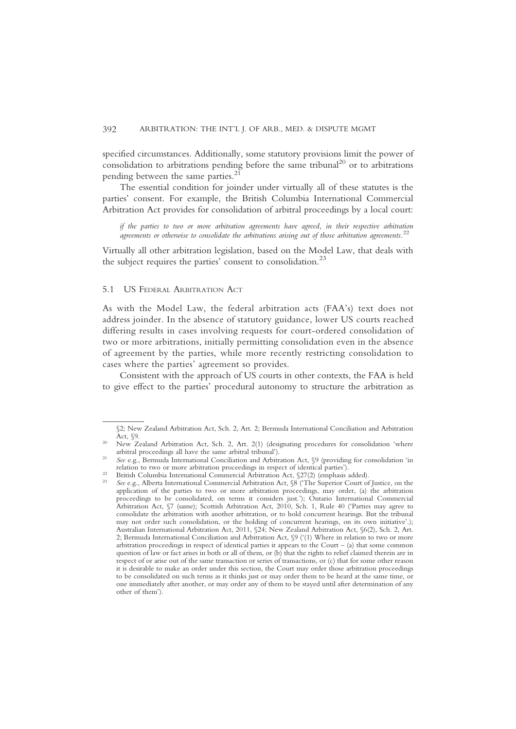specified circumstances. Additionally, some statutory provisions limit the power of consolidation to arbitrations pending before the same tribunal[20] or to arbitrations pending between the same parties.[21]

The essential condition for joinder under virtually all of these statutes is the parties' consent. For example, the British Columbia International Commercial Arbitration Act provides for consolidation of arbitral proceedings by a local court:

> *if the parties to two or more arbitration agreements have agreed, in their respective arbitration agreements or otherwise to consolidate the arbitrations arising out of those arbitration agreements.*[22]

Virtually all other arbitration legislation, based on the Model Law, that deals with the subject requires the parties' consent to consolidation.[23]

### 5.1 US Federal Arbitration Act

As with the Model Law, the federal arbitration acts (FAA's) text does not address joinder. In the absence of statutory guidance, lower US courts reached differing results in cases involving requests for court-ordered consolidation of two or more arbitrations, initially permitting consolidation even in the absence of agreement by the parties, while more recently restricting consolidation to cases where the parties' agreement so provides.

Consistent with the approach of US courts in other contexts, the FAA is held to give effect to the parties' procedural autonomy to structure the arbitration as

---

§2; New Zealand Arbitration Act, Sch. 2, Art. 2; Bermuda International Conciliation and Arbitration Act, §9.

[20] New Zealand Arbitration Act, Sch. 2, Art. 2(1) (designating procedures for consolidation 'where arbitral proceedings all have the same arbitral tribunal').

[21] *See* e.g., Bermuda International Conciliation and Arbitration Act, §9 (providing for consolidation 'in relation to two or more arbitration proceedings in respect of identical parties').

[22] British Columbia International Commercial Arbitration Act, §27(2) (emphasis added).

[23] *See* e.g., Alberta International Commercial Arbitration Act, §8 ('The Superior Court of Justice, on the application of the parties to two or more arbitration proceedings, may order, (a) the arbitration proceedings to be consolidated, on terms it considers just.'); Ontario International Commercial Arbitration Act, §7 (same); Scottish Arbitration Act, 2010, Sch. 1, Rule 40 ('Parties may agree to consolidate the arbitration with another arbitration, or to hold concurrent hearings. But the tribunal may not order such consolidation, or the holding of concurrent hearings, on its own initiative'.); Australian International Arbitration Act, 2011, §24; New Zealand Arbitration Act, §6(2), Sch. 2, Art. 2; Bermuda International Conciliation and Arbitration Act, §9 ('(1) Where in relation to two or more arbitration proceedings in respect of identical parties it appears to the Court – (a) that some common question of law or fact arises in both or all of them, or (b) that the rights to relief claimed therein are in respect of or arise out of the same transaction or series of transactions, or (c) that for some other reason it is desirable to make an order under this section, the Court may order those arbitration proceedings to be consolidated on such terms as it thinks just or may order them to be heard at the same time, or one immediately after another, or may order any of them to be stayed until after determination of any other of them').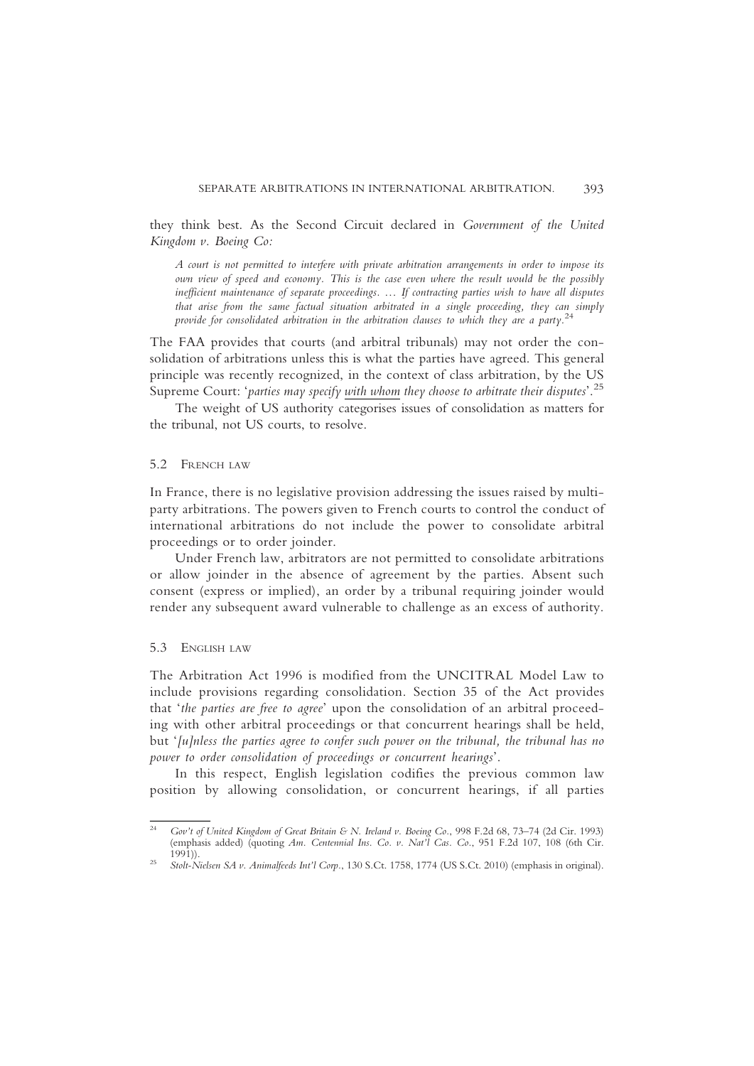they think best. As the Second Circuit declared in *Government of the United Kingdom v. Boeing Co:*

> *A court is not permitted to interfere with private arbitration arrangements in order to impose its own view of speed and economy. This is the case even where the result would be the possibly inefficient maintenance of separate proceedings. … If contracting parties wish to have all disputes that arise from the same factual situation arbitrated in a single proceeding, they can simply provide for consolidated arbitration in the arbitration clauses to which they are a party.*[24]

The FAA provides that courts (and arbitral tribunals) may not order the consolidation of arbitrations unless this is what the parties have agreed. This general principle was recently recognized, in the context of class arbitration, by the US Supreme Court: '*parties may specify* <u>*with whom*</u> *they choose to arbitrate their disputes*'.[25]

The weight of US authority categorises issues of consolidation as matters for the tribunal, not US courts, to resolve.

### 5.2 French law

In France, there is no legislative provision addressing the issues raised by multi-party arbitrations. The powers given to French courts to control the conduct of international arbitrations do not include the power to consolidate arbitral proceedings or to order joinder.

Under French law, arbitrators are not permitted to consolidate arbitrations or allow joinder in the absence of agreement by the parties. Absent such consent (express or implied), an order by a tribunal requiring joinder would render any subsequent award vulnerable to challenge as an excess of authority.

### 5.3 English law

The Arbitration Act 1996 is modified from the UNCITRAL Model Law to include provisions regarding consolidation. Section 35 of the Act provides that '*the parties are free to agree*' upon the consolidation of an arbitral proceeding with other arbitral proceedings or that concurrent hearings shall be held, but '*[u]nless the parties agree to confer such power on the tribunal, the tribunal has no power to order consolidation of proceedings or concurrent hearings*'.

In this respect, English legislation codifies the previous common law position by allowing consolidation, or concurrent hearings, if all parties

---

[24] *Gov't of United Kingdom of Great Britain & N. Ireland v. Boeing Co.*, 998 F.2d 68, 73–74 (2d Cir. 1993) (emphasis added) (quoting *Am. Centennial Ins. Co. v. Nat'l Cas. Co.*, 951 F.2d 107, 108 (6th Cir. 1991)).

[25] *Stolt-Nielsen SA v. Animalfeeds Int'l Corp.*, 130 S.Ct. 1758, 1774 (US S.Ct. 2010) (emphasis in original).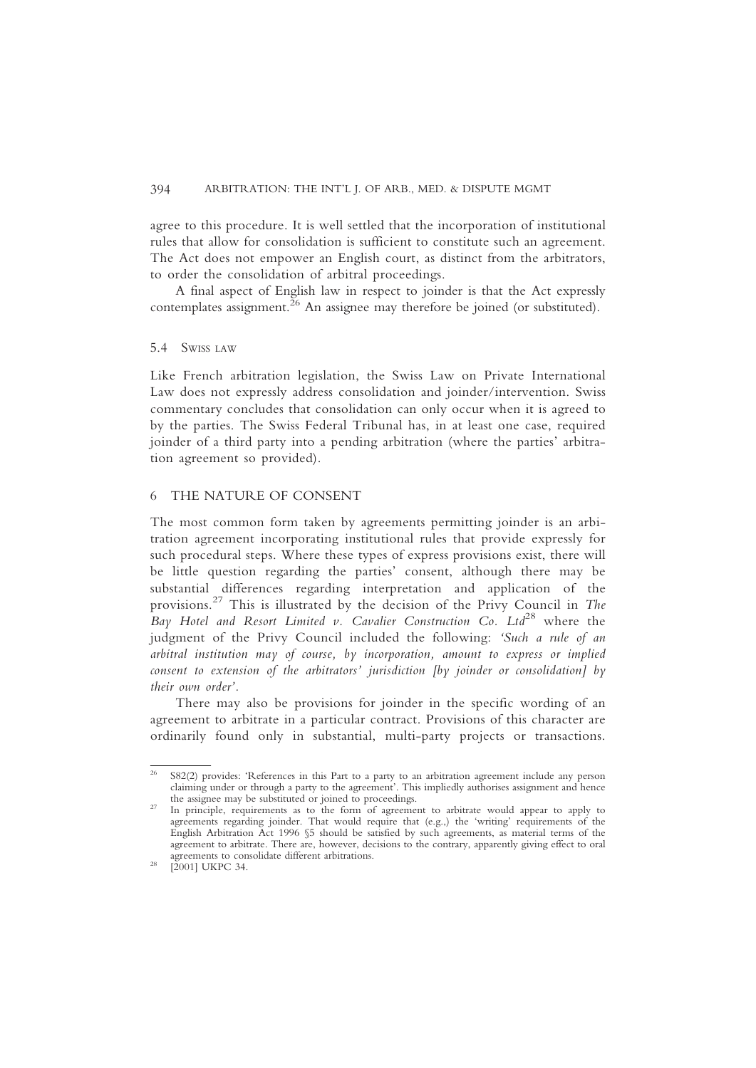agree to this procedure. It is well settled that the incorporation of institutional rules that allow for consolidation is sufficient to constitute such an agreement. The Act does not empower an English court, as distinct from the arbitrators, to order the consolidation of arbitral proceedings.

A final aspect of English law in respect to joinder is that the Act expressly contemplates assignment.[26] An assignee may therefore be joined (or substituted).

### 5.4 Swiss law

Like French arbitration legislation, the Swiss Law on Private International Law does not expressly address consolidation and joinder/intervention. Swiss commentary concludes that consolidation can only occur when it is agreed to by the parties. The Swiss Federal Tribunal has, in at least one case, required joinder of a third party into a pending arbitration (where the parties' arbitration agreement so provided).

## 6 THE NATURE OF CONSENT

The most common form taken by agreements permitting joinder is an arbitration agreement incorporating institutional rules that provide expressly for such procedural steps. Where these types of express provisions exist, there will be little question regarding the parties' consent, although there may be substantial differences regarding interpretation and application of the provisions.[27] This is illustrated by the decision of the Privy Council in *The Bay Hotel and Resort Limited v. Cavalier Construction Co. Ltd*[28] where the judgment of the Privy Council included the following: *'Such a rule of an arbitral institution may of course, by incorporation, amount to express or implied consent to extension of the arbitrators' jurisdiction [by joinder or consolidation] by their own order'.*

There may also be provisions for joinder in the specific wording of an agreement to arbitrate in a particular contract. Provisions of this character are ordinarily found only in substantial, multi-party projects or transactions.

---

[26] S82(2) provides: 'References in this Part to a party to an arbitration agreement include any person claiming under or through a party to the agreement'. This impliedly authorises assignment and hence the assignee may be substituted or joined to proceedings.

[27] In principle, requirements as to the form of agreement to arbitrate would appear to apply to agreements regarding joinder. That would require that (e.g.,) the 'writing' requirements of the English Arbitration Act 1996 §5 should be satisfied by such agreements, as material terms of the agreement to arbitrate. There are, however, decisions to the contrary, apparently giving effect to oral agreements to consolidate different arbitrations.

[28] [2001] UKPC 34.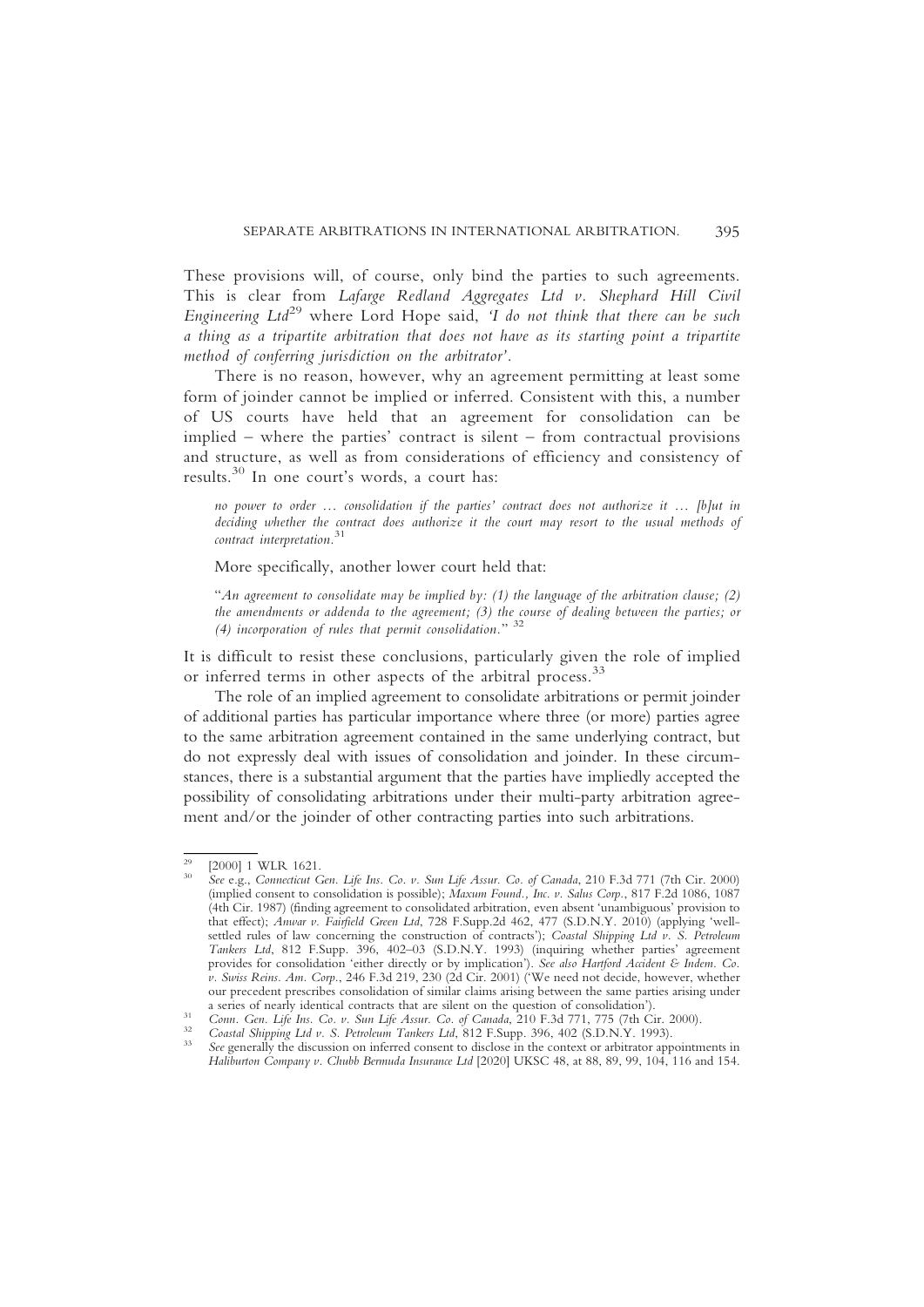These provisions will, of course, only bind the parties to such agreements. This is clear from *Lafarge Redland Aggregates Ltd v. Shephard Hill Civil Engineering Ltd*[29] where Lord Hope said, *'I do not think that there can be such a thing as a tripartite arbitration that does not have as its starting point a tripartite method of conferring jurisdiction on the arbitrator'*.

There is no reason, however, why an agreement permitting at least some form of joinder cannot be implied or inferred. Consistent with this, a number of US courts have held that an agreement for consolidation can be implied – where the parties' contract is silent – from contractual provisions and structure, as well as from considerations of efficiency and consistency of results.[30] In one court's words, a court has:

> *no power to order … consolidation if the parties' contract does not authorize it … [b]ut in deciding whether the contract does authorize it the court may resort to the usual methods of contract interpretation.*[31]

More specifically, another lower court held that:

> "*An agreement to consolidate may be implied by: (1) the language of the arbitration clause; (2) the amendments or addenda to the agreement; (3) the course of dealing between the parties; or (4) incorporation of rules that permit consolidation.*" [32]

It is difficult to resist these conclusions, particularly given the role of implied or inferred terms in other aspects of the arbitral process.[33]

The role of an implied agreement to consolidate arbitrations or permit joinder of additional parties has particular importance where three (or more) parties agree to the same arbitration agreement contained in the same underlying contract, but do not expressly deal with issues of consolidation and joinder. In these circumstances, there is a substantial argument that the parties have impliedly accepted the possibility of consolidating arbitrations under their multi-party arbitration agreement and/or the joinder of other contracting parties into such arbitrations.

---

[29] [2000] 1 WLR 1621.

[30] *See* e.g., *Connecticut Gen. Life Ins. Co. v. Sun Life Assur. Co. of Canada*, 210 F.3d 771 (7th Cir. 2000) (implied consent to consolidation is possible); *Maxum Found., Inc. v. Salus Corp.*, 817 F.2d 1086, 1087 (4th Cir. 1987) (finding agreement to consolidated arbitration, even absent 'unambiguous' provision to that effect); *Anwar v. Fairfield Green Ltd*, 728 F.Supp.2d 462, 477 (S.D.N.Y. 2010) (applying 'well-settled rules of law concerning the construction of contracts'); *Coastal Shipping Ltd v. S. Petroleum Tankers Ltd*, 812 F.Supp. 396, 402–03 (S.D.N.Y. 1993) (inquiring whether parties' agreement provides for consolidation 'either directly or by implication'). *See also Hartford Accident & Indem. Co. v. Swiss Reins. Am. Corp.*, 246 F.3d 219, 230 (2d Cir. 2001) ('We need not decide, however, whether our precedent prescribes consolidation of similar claims arising between the same parties arising under a series of nearly identical contracts that are silent on the question of consolidation').

[31] *Conn. Gen. Life Ins. Co. v. Sun Life Assur. Co. of Canada*, 210 F.3d 771, 775 (7th Cir. 2000).

[32] *Coastal Shipping Ltd v. S. Petroleum Tankers Ltd*, 812 F.Supp. 396, 402 (S.D.N.Y. 1993).

[33] *See* generally the discussion on inferred consent to disclose in the context or arbitrator appointments in *Haliburton Company v. Chubb Bermuda Insurance Ltd* [2020] UKSC 48, at 88, 89, 99, 104, 116 and 154.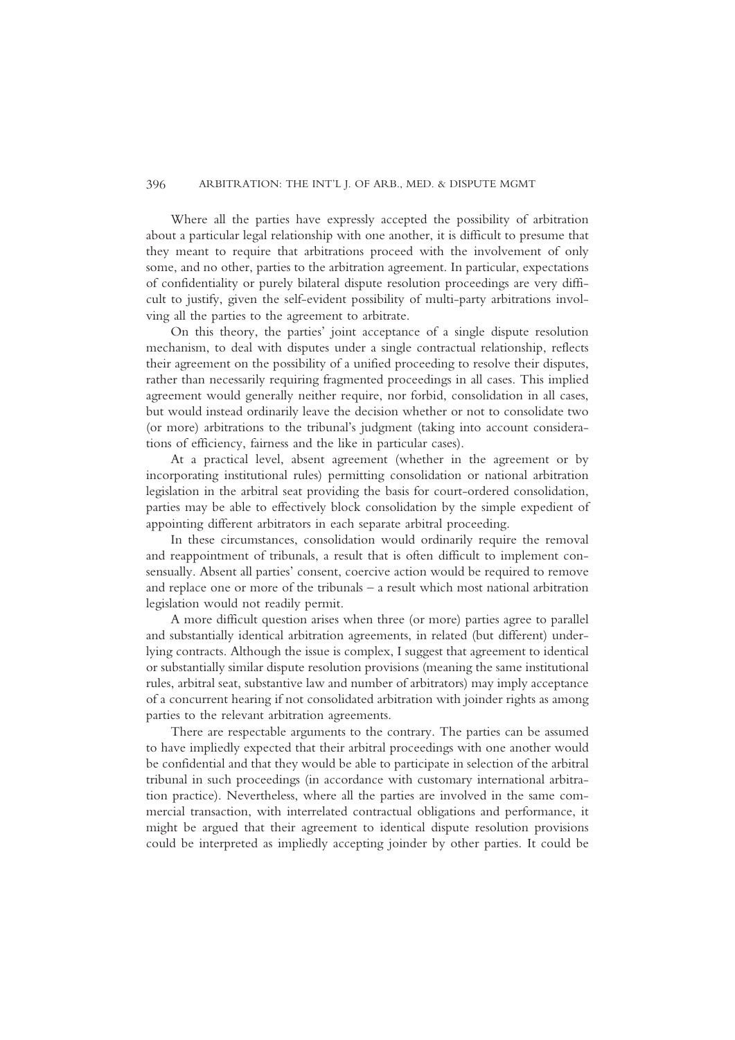Where all the parties have expressly accepted the possibility of arbitration about a particular legal relationship with one another, it is difficult to presume that they meant to require that arbitrations proceed with the involvement of only some, and no other, parties to the arbitration agreement. In particular, expectations of confidentiality or purely bilateral dispute resolution proceedings are very difficult to justify, given the self-evident possibility of multi-party arbitrations involving all the parties to the agreement to arbitrate.

On this theory, the parties' joint acceptance of a single dispute resolution mechanism, to deal with disputes under a single contractual relationship, reflects their agreement on the possibility of a unified proceeding to resolve their disputes, rather than necessarily requiring fragmented proceedings in all cases. This implied agreement would generally neither require, nor forbid, consolidation in all cases, but would instead ordinarily leave the decision whether or not to consolidate two (or more) arbitrations to the tribunal's judgment (taking into account considerations of efficiency, fairness and the like in particular cases).

At a practical level, absent agreement (whether in the agreement or by incorporating institutional rules) permitting consolidation or national arbitration legislation in the arbitral seat providing the basis for court-ordered consolidation, parties may be able to effectively block consolidation by the simple expedient of appointing different arbitrators in each separate arbitral proceeding.

In these circumstances, consolidation would ordinarily require the removal and reappointment of tribunals, a result that is often difficult to implement consensually. Absent all parties' consent, coercive action would be required to remove and replace one or more of the tribunals – a result which most national arbitration legislation would not readily permit.

A more difficult question arises when three (or more) parties agree to parallel and substantially identical arbitration agreements, in related (but different) underlying contracts. Although the issue is complex, I suggest that agreement to identical or substantially similar dispute resolution provisions (meaning the same institutional rules, arbitral seat, substantive law and number of arbitrators) may imply acceptance of a concurrent hearing if not consolidated arbitration with joinder rights as among parties to the relevant arbitration agreements.

There are respectable arguments to the contrary. The parties can be assumed to have impliedly expected that their arbitral proceedings with one another would be confidential and that they would be able to participate in selection of the arbitral tribunal in such proceedings (in accordance with customary international arbitration practice). Nevertheless, where all the parties are involved in the same commercial transaction, with interrelated contractual obligations and performance, it might be argued that their agreement to identical dispute resolution provisions could be interpreted as impliedly accepting joinder by other parties. It could be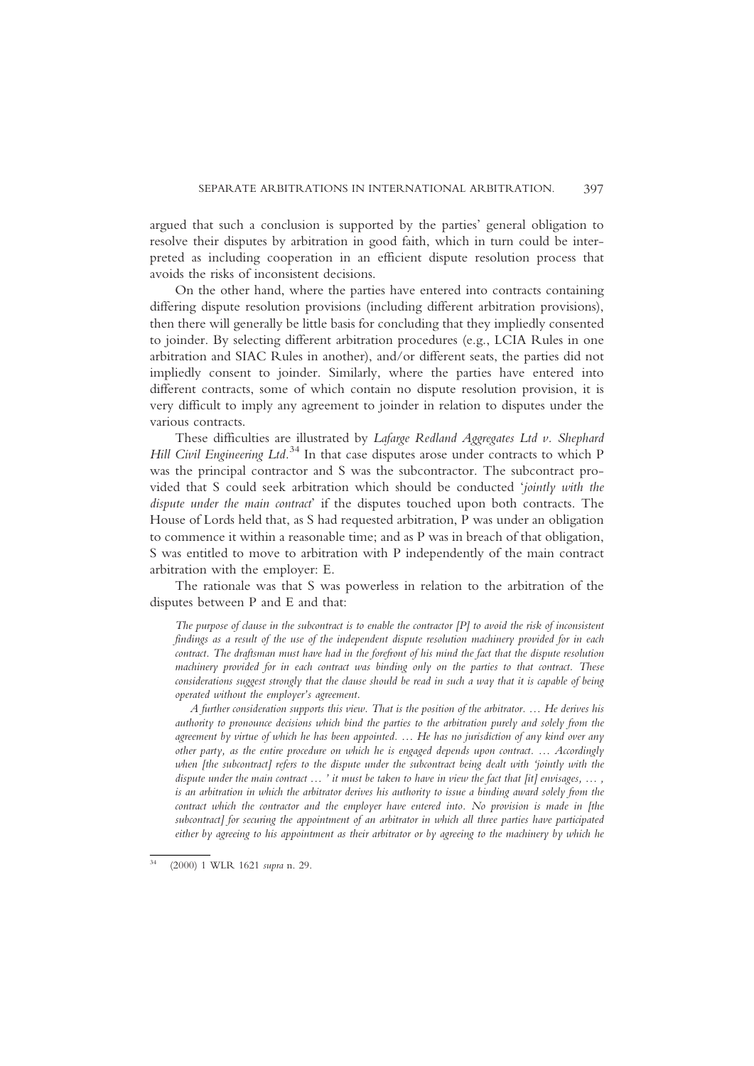argued that such a conclusion is supported by the parties' general obligation to resolve their disputes by arbitration in good faith, which in turn could be interpreted as including cooperation in an efficient dispute resolution process that avoids the risks of inconsistent decisions.

On the other hand, where the parties have entered into contracts containing differing dispute resolution provisions (including different arbitration provisions), then there will generally be little basis for concluding that they impliedly consented to joinder. By selecting different arbitration procedures (e.g., LCIA Rules in one arbitration and SIAC Rules in another), and/or different seats, the parties did not impliedly consent to joinder. Similarly, where the parties have entered into different contracts, some of which contain no dispute resolution provision, it is very difficult to imply any agreement to joinder in relation to disputes under the various contracts.

These difficulties are illustrated by *Lafarge Redland Aggregates Ltd v. Shephard Hill Civil Engineering Ltd.*[34] In that case disputes arose under contracts to which P was the principal contractor and S was the subcontractor. The subcontract provided that S could seek arbitration which should be conducted '*jointly with the dispute under the main contract*' if the disputes touched upon both contracts. The House of Lords held that, as S had requested arbitration, P was under an obligation to commence it within a reasonable time; and as P was in breach of that obligation, S was entitled to move to arbitration with P independently of the main contract arbitration with the employer: E.

The rationale was that S was powerless in relation to the arbitration of the disputes between P and E and that:

> *The purpose of clause in the subcontract is to enable the contractor [P] to avoid the risk of inconsistent findings as a result of the use of the independent dispute resolution machinery provided for in each contract. The draftsman must have had in the forefront of his mind the fact that the dispute resolution machinery provided for in each contract was binding only on the parties to that contract. These considerations suggest strongly that the clause should be read in such a way that it is capable of being operated without the employer's agreement.*
>
> *A further consideration supports this view. That is the position of the arbitrator. … He derives his authority to pronounce decisions which bind the parties to the arbitration purely and solely from the agreement by virtue of which he has been appointed. … He has no jurisdiction of any kind over any other party, as the entire procedure on which he is engaged depends upon contract. … Accordingly when [the subcontract] refers to the dispute under the subcontract being dealt with 'jointly with the dispute under the main contract … ' it must be taken to have in view the fact that [it] envisages, … , is an arbitration in which the arbitrator derives his authority to issue a binding award solely from the contract which the contractor and the employer have entered into. No provision is made in [the subcontract] for securing the appointment of an arbitrator in which all three parties have participated either by agreeing to his appointment as their arbitrator or by agreeing to the machinery by which he*

[34] (2000) 1 WLR 1621 *supra* n. 29.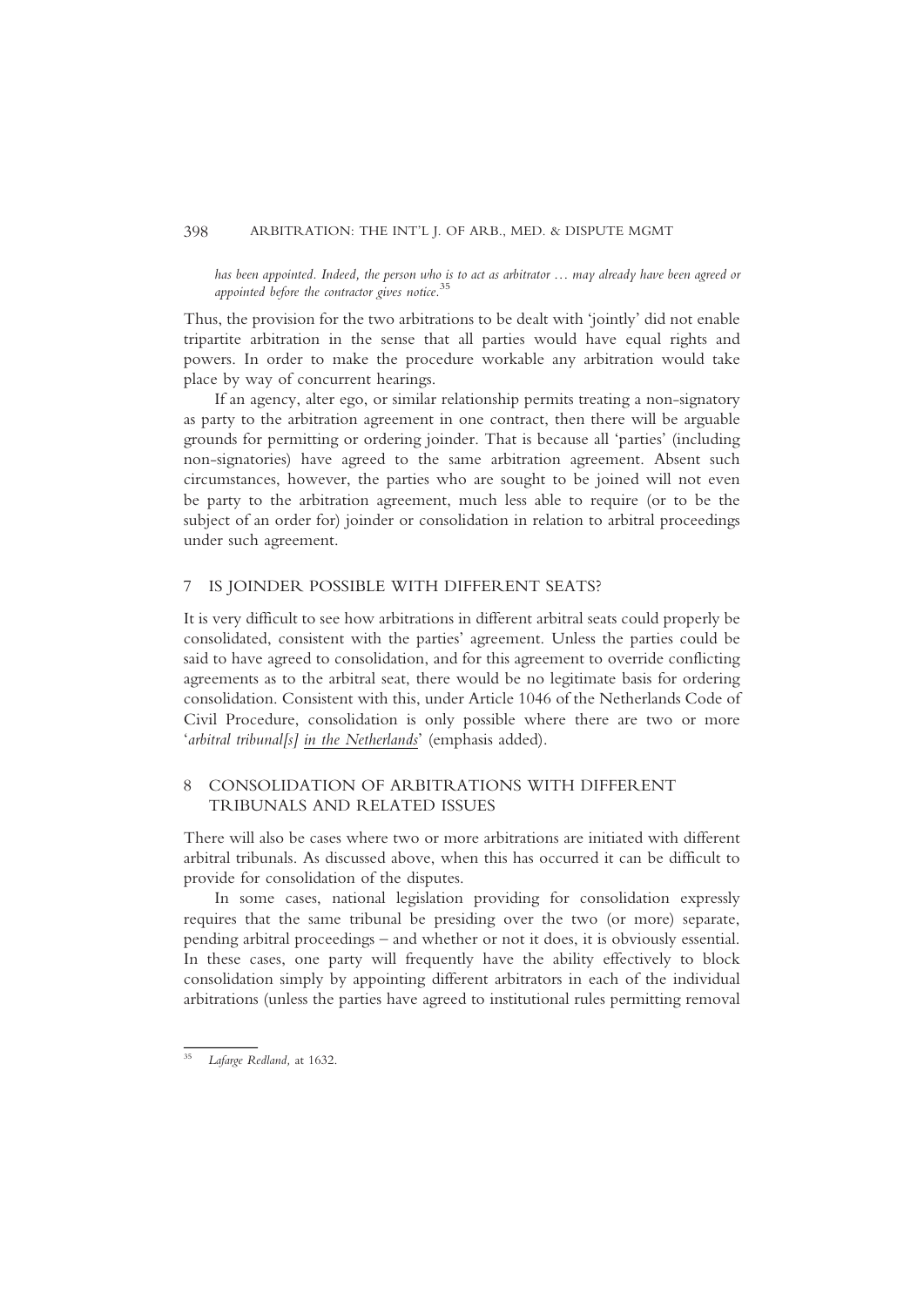*has been appointed. Indeed, the person who is to act as arbitrator … may already have been agreed or appointed before the contractor gives notice.*[35]

Thus, the provision for the two arbitrations to be dealt with 'jointly' did not enable tripartite arbitration in the sense that all parties would have equal rights and powers. In order to make the procedure workable any arbitration would take place by way of concurrent hearings.

If an agency, alter ego, or similar relationship permits treating a non-signatory as party to the arbitration agreement in one contract, then there will be arguable grounds for permitting or ordering joinder. That is because all 'parties' (including non-signatories) have agreed to the same arbitration agreement. Absent such circumstances, however, the parties who are sought to be joined will not even be party to the arbitration agreement, much less able to require (or to be the subject of an order for) joinder or consolidation in relation to arbitral proceedings under such agreement.

## 7 IS JOINDER POSSIBLE WITH DIFFERENT SEATS?

It is very difficult to see how arbitrations in different arbitral seats could properly be consolidated, consistent with the parties' agreement. Unless the parties could be said to have agreed to consolidation, and for this agreement to override conflicting agreements as to the arbitral seat, there would be no legitimate basis for ordering consolidation. Consistent with this, under Article 1046 of the Netherlands Code of Civil Procedure, consolidation is only possible where there are two or more '*arbitral tribunal[s] in the Netherlands*' (emphasis added).

## 8 CONSOLIDATION OF ARBITRATIONS WITH DIFFERENT TRIBUNALS AND RELATED ISSUES

There will also be cases where two or more arbitrations are initiated with different arbitral tribunals. As discussed above, when this has occurred it can be difficult to provide for consolidation of the disputes.

In some cases, national legislation providing for consolidation expressly requires that the same tribunal be presiding over the two (or more) separate, pending arbitral proceedings – and whether or not it does, it is obviously essential. In these cases, one party will frequently have the ability effectively to block consolidation simply by appointing different arbitrators in each of the individual arbitrations (unless the parties have agreed to institutional rules permitting removal

---

[35] *Lafarge Redland,* at 1632.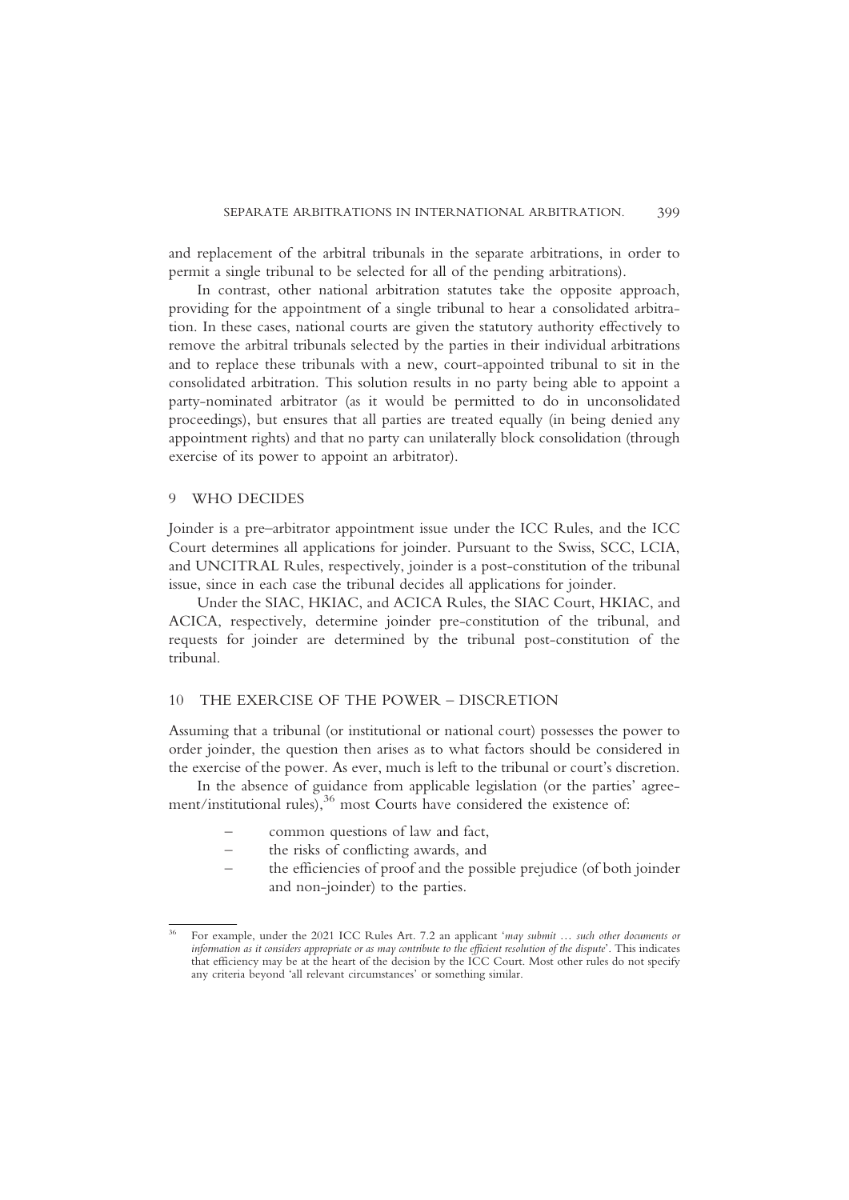and replacement of the arbitral tribunals in the separate arbitrations, in order to permit a single tribunal to be selected for all of the pending arbitrations).

In contrast, other national arbitration statutes take the opposite approach, providing for the appointment of a single tribunal to hear a consolidated arbitration. In these cases, national courts are given the statutory authority effectively to remove the arbitral tribunals selected by the parties in their individual arbitrations and to replace these tribunals with a new, court-appointed tribunal to sit in the consolidated arbitration. This solution results in no party being able to appoint a party-nominated arbitrator (as it would be permitted to do in unconsolidated proceedings), but ensures that all parties are treated equally (in being denied any appointment rights) and that no party can unilaterally block consolidation (through exercise of its power to appoint an arbitrator).

## 9 WHO DECIDES

Joinder is a pre–arbitrator appointment issue under the ICC Rules, and the ICC Court determines all applications for joinder. Pursuant to the Swiss, SCC, LCIA, and UNCITRAL Rules, respectively, joinder is a post-constitution of the tribunal issue, since in each case the tribunal decides all applications for joinder.

Under the SIAC, HKIAC, and ACICA Rules, the SIAC Court, HKIAC, and ACICA, respectively, determine joinder pre-constitution of the tribunal, and requests for joinder are determined by the tribunal post-constitution of the tribunal.

## 10 THE EXERCISE OF THE POWER – DISCRETION

Assuming that a tribunal (or institutional or national court) possesses the power to order joinder, the question then arises as to what factors should be considered in the exercise of the power. As ever, much is left to the tribunal or court's discretion.

In the absence of guidance from applicable legislation (or the parties' agreement/institutional rules),[36] most Courts have considered the existence of:

- common questions of law and fact,
- the risks of conflicting awards, and
- the efficiencies of proof and the possible prejudice (of both joinder and non-joinder) to the parties.

---

[36] For example, under the 2021 ICC Rules Art. 7.2 an applicant '*may submit … such other documents or information as it considers appropriate or as may contribute to the efficient resolution of the dispute*'. This indicates that efficiency may be at the heart of the decision by the ICC Court. Most other rules do not specify any criteria beyond 'all relevant circumstances' or something similar.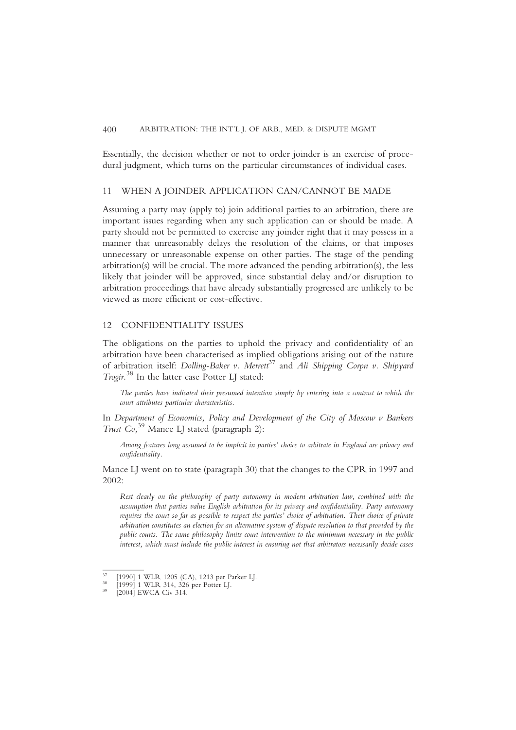Essentially, the decision whether or not to order joinder is an exercise of procedural judgment, which turns on the particular circumstances of individual cases.

## 11 WHEN A JOINDER APPLICATION CAN/CANNOT BE MADE

Assuming a party may (apply to) join additional parties to an arbitration, there are important issues regarding when any such application can or should be made. A party should not be permitted to exercise any joinder right that it may possess in a manner that unreasonably delays the resolution of the claims, or that imposes unnecessary or unreasonable expense on other parties. The stage of the pending arbitration(s) will be crucial. The more advanced the pending arbitration(s), the less likely that joinder will be approved, since substantial delay and/or disruption to arbitration proceedings that have already substantially progressed are unlikely to be viewed as more efficient or cost-effective.

## 12 CONFIDENTIALITY ISSUES

The obligations on the parties to uphold the privacy and confidentiality of an arbitration have been characterised as implied obligations arising out of the nature of arbitration itself: *Dolling-Baker v. Merrett*[37] and *Ali Shipping Corpn v. Shipyard Trogir.*[38] In the latter case Potter LJ stated:

> *The parties have indicated their presumed intention simply by entering into a contract to which the court attributes particular characteristics.*

In *Department of Economics, Policy and Development of the City of Moscow v Bankers Trust Co,*[39] Mance LJ stated (paragraph 2):

> *Among features long assumed to be implicit in parties' choice to arbitrate in England are privacy and confidentiality.*

Mance LJ went on to state (paragraph 30) that the changes to the CPR in 1997 and 2002:

> *Rest clearly on the philosophy of party autonomy in modern arbitration law, combined with the assumption that parties value English arbitration for its privacy and confidentiality. Party autonomy requires the court so far as possible to respect the parties' choice of arbitration. Their choice of private arbitration constitutes an election for an alternative system of dispute resolution to that provided by the public courts. The same philosophy limits court intervention to the minimum necessary in the public interest, which must include the public interest in ensuring not that arbitrators necessarily decide cases*

---

[37] [1990] 1 WLR 1205 (CA), 1213 per Parker LJ.

[38] [1999] 1 WLR 314, 326 per Potter LJ.

[39] [2004] EWCA Civ 314.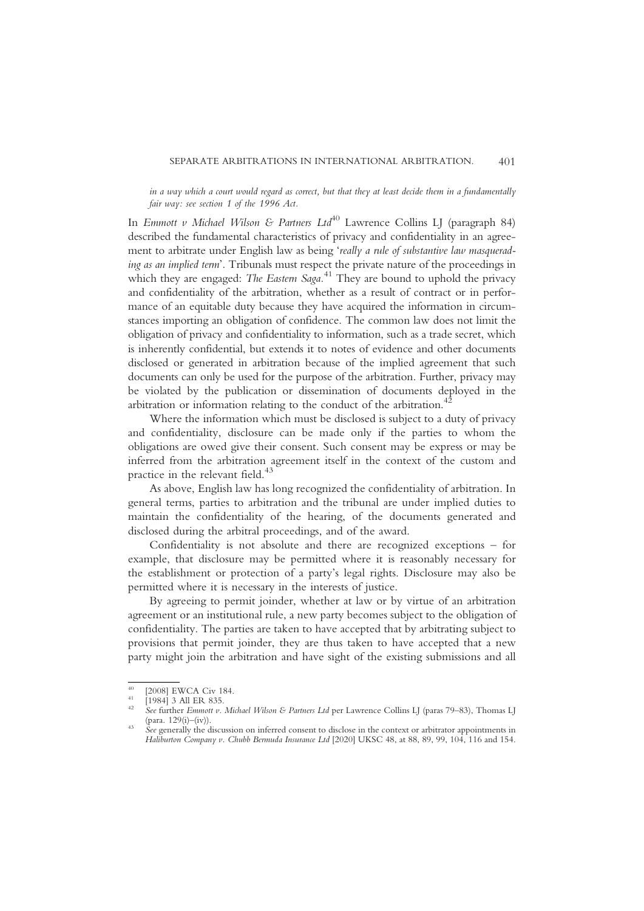*in a way which a court would regard as correct, but that they at least decide them in a fundamentally fair way: see section 1 of the 1996 Act.*

In *Emmott v Michael Wilson & Partners Ltd*[40] Lawrence Collins LJ (paragraph 84) described the fundamental characteristics of privacy and confidentiality in an agreement to arbitrate under English law as being '*really a rule of substantive law masquerading as an implied term*'. Tribunals must respect the private nature of the proceedings in which they are engaged: *The Eastern Saga*.[41] They are bound to uphold the privacy and confidentiality of the arbitration, whether as a result of contract or in performance of an equitable duty because they have acquired the information in circumstances importing an obligation of confidence. The common law does not limit the obligation of privacy and confidentiality to information, such as a trade secret, which is inherently confidential, but extends it to notes of evidence and other documents disclosed or generated in arbitration because of the implied agreement that such documents can only be used for the purpose of the arbitration. Further, privacy may be violated by the publication or dissemination of documents deployed in the arbitration or information relating to the conduct of the arbitration.[42]

Where the information which must be disclosed is subject to a duty of privacy and confidentiality, disclosure can be made only if the parties to whom the obligations are owed give their consent. Such consent may be express or may be inferred from the arbitration agreement itself in the context of the custom and practice in the relevant field.[43]

As above, English law has long recognized the confidentiality of arbitration. In general terms, parties to arbitration and the tribunal are under implied duties to maintain the confidentiality of the hearing, of the documents generated and disclosed during the arbitral proceedings, and of the award.

Confidentiality is not absolute and there are recognized exceptions – for example, that disclosure may be permitted where it is reasonably necessary for the establishment or protection of a party's legal rights. Disclosure may also be permitted where it is necessary in the interests of justice.

By agreeing to permit joinder, whether at law or by virtue of an arbitration agreement or an institutional rule, a new party becomes subject to the obligation of confidentiality. The parties are taken to have accepted that by arbitrating subject to provisions that permit joinder, they are thus taken to have accepted that a new party might join the arbitration and have sight of the existing submissions and all

---

[40] [2008] EWCA Civ 184.

[41] [1984] 3 All ER 835.

[42] *See* further *Emmott v. Michael Wilson & Partners Ltd* per Lawrence Collins LJ (paras 79–83), Thomas LJ (para. 129(i)–(iv)).

[43] *See* generally the discussion on inferred consent to disclose in the context or arbitrator appointments in *Haliburton Company v. Chubb Bermuda Insurance Ltd* [2020] UKSC 48, at 88, 89, 99, 104, 116 and 154.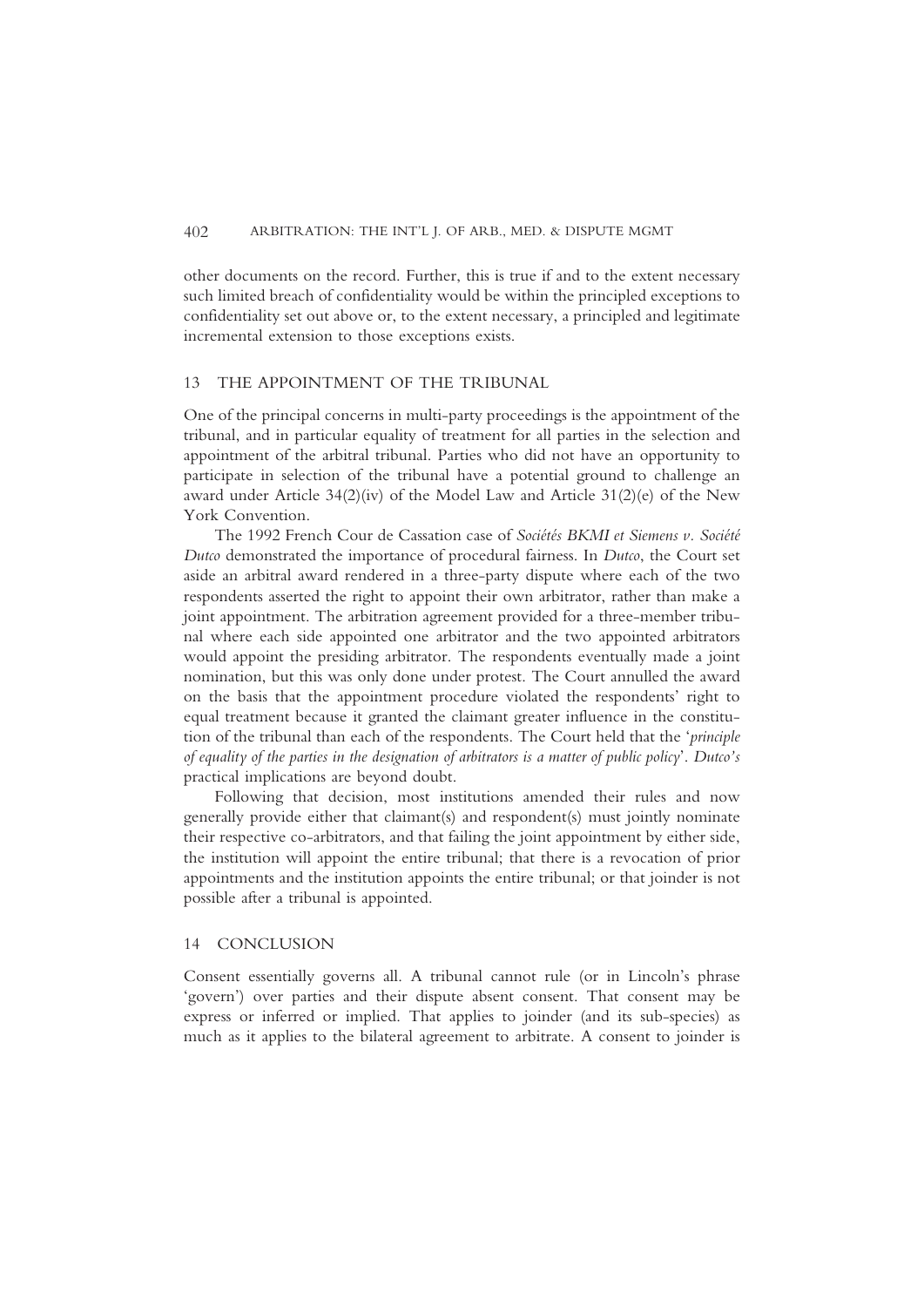other documents on the record. Further, this is true if and to the extent necessary such limited breach of confidentiality would be within the principled exceptions to confidentiality set out above or, to the extent necessary, a principled and legitimate incremental extension to those exceptions exists.

## 13 THE APPOINTMENT OF THE TRIBUNAL

One of the principal concerns in multi-party proceedings is the appointment of the tribunal, and in particular equality of treatment for all parties in the selection and appointment of the arbitral tribunal. Parties who did not have an opportunity to participate in selection of the tribunal have a potential ground to challenge an award under Article 34(2)(iv) of the Model Law and Article 31(2)(e) of the New York Convention.

The 1992 French Cour de Cassation case of *Sociétés BKMI et Siemens v. Société Dutco* demonstrated the importance of procedural fairness. In *Dutco*, the Court set aside an arbitral award rendered in a three-party dispute where each of the two respondents asserted the right to appoint their own arbitrator, rather than make a joint appointment. The arbitration agreement provided for a three-member tribunal where each side appointed one arbitrator and the two appointed arbitrators would appoint the presiding arbitrator. The respondents eventually made a joint nomination, but this was only done under protest. The Court annulled the award on the basis that the appointment procedure violated the respondents' right to equal treatment because it granted the claimant greater influence in the constitution of the tribunal than each of the respondents. The Court held that the '*principle of equality of the parties in the designation of arbitrators is a matter of public policy*'. *Dutco's* practical implications are beyond doubt.

Following that decision, most institutions amended their rules and now generally provide either that claimant(s) and respondent(s) must jointly nominate their respective co-arbitrators, and that failing the joint appointment by either side, the institution will appoint the entire tribunal; that there is a revocation of prior appointments and the institution appoints the entire tribunal; or that joinder is not possible after a tribunal is appointed.

## 14 CONCLUSION

Consent essentially governs all. A tribunal cannot rule (or in Lincoln's phrase 'govern') over parties and their dispute absent consent. That consent may be express or inferred or implied. That applies to joinder (and its sub-species) as much as it applies to the bilateral agreement to arbitrate. A consent to joinder is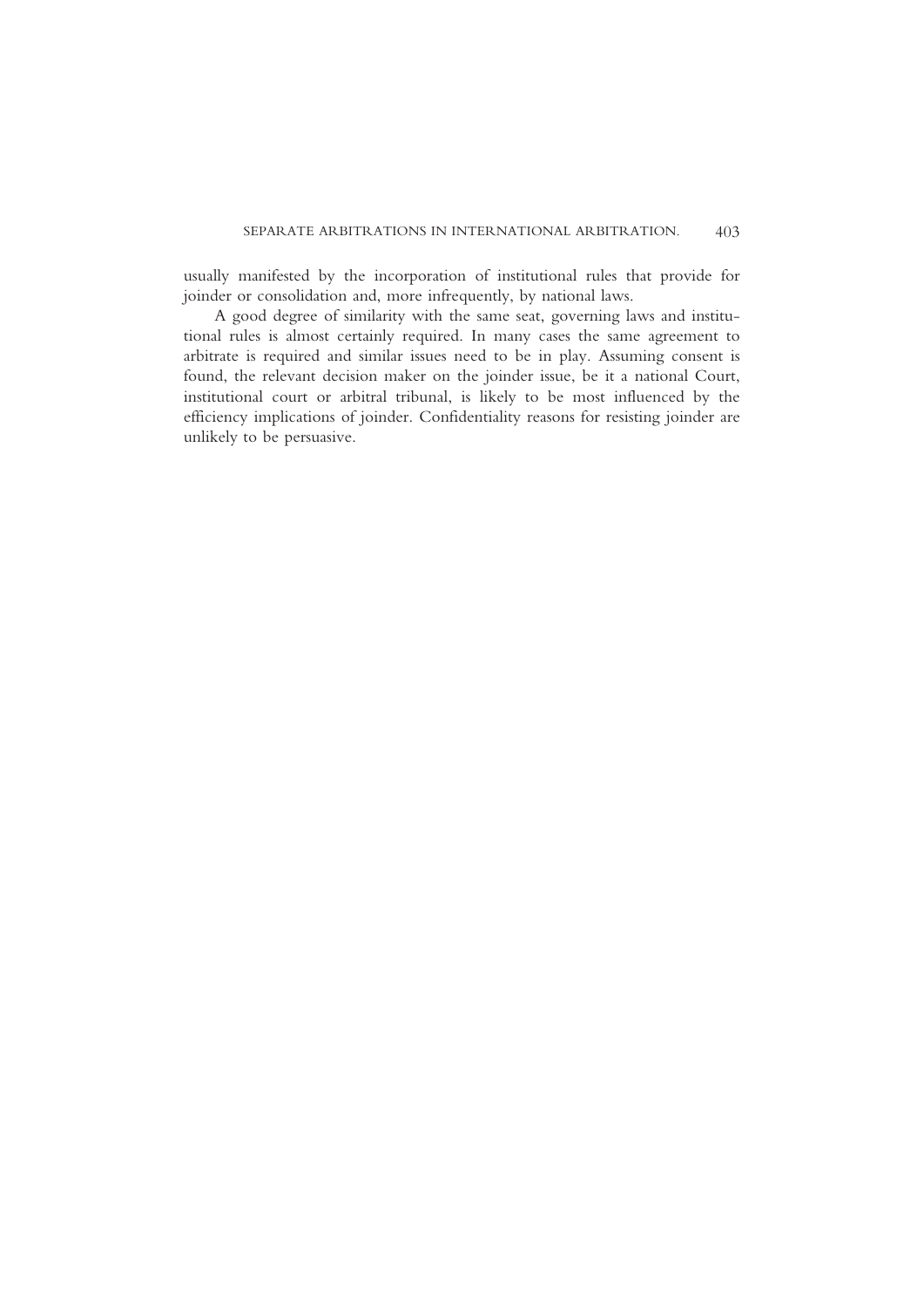usually manifested by the incorporation of institutional rules that provide for joinder or consolidation and, more infrequently, by national laws.

A good degree of similarity with the same seat, governing laws and institutional rules is almost certainly required. In many cases the same agreement to arbitrate is required and similar issues need to be in play. Assuming consent is found, the relevant decision maker on the joinder issue, be it a national Court, institutional court or arbitral tribunal, is likely to be most influenced by the efficiency implications of joinder. Confidentiality reasons for resisting joinder are unlikely to be persuasive.